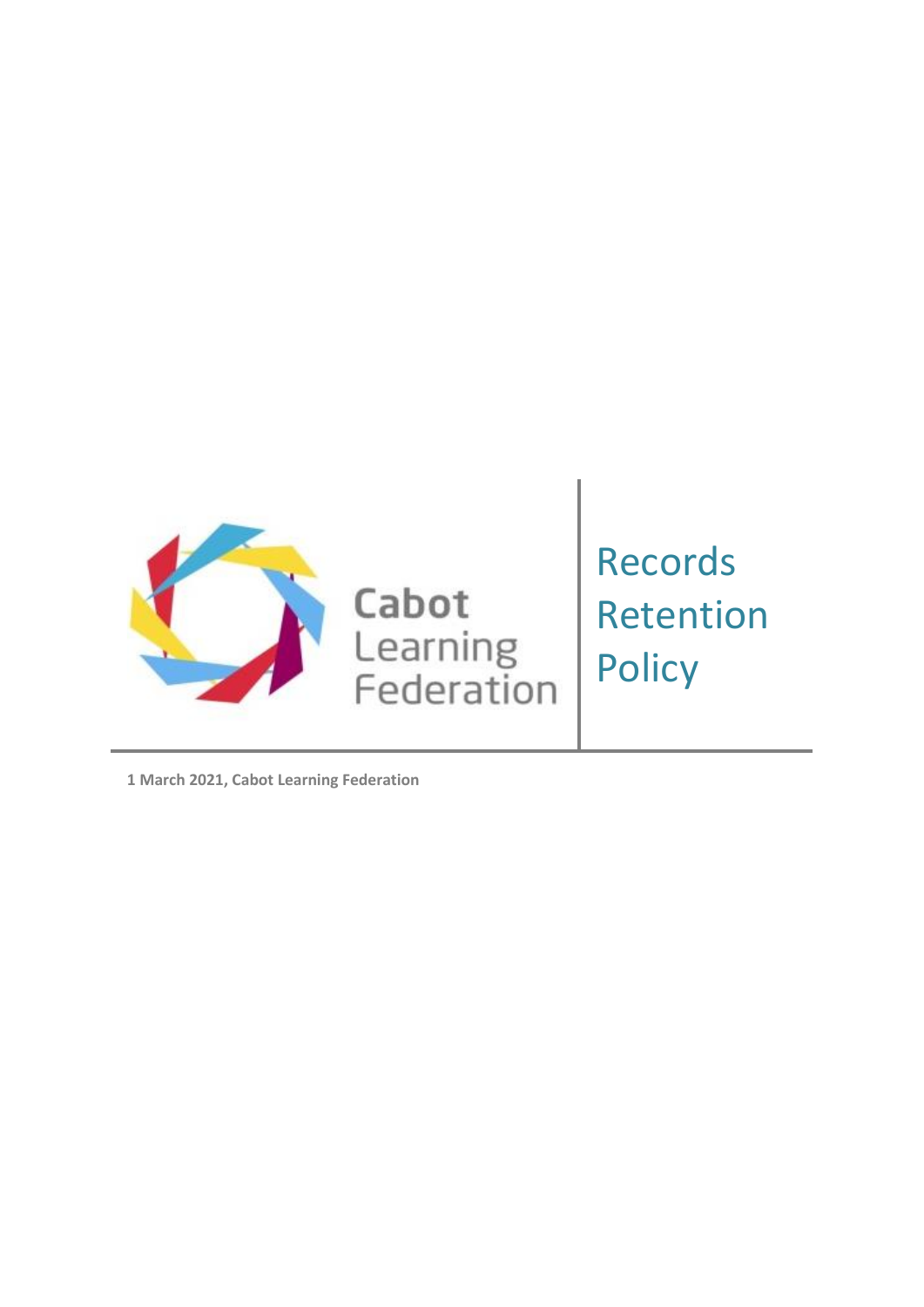Cabot Learning Federation

# Records Retention Policy

**1 March 2021, Cabot Learning Federation**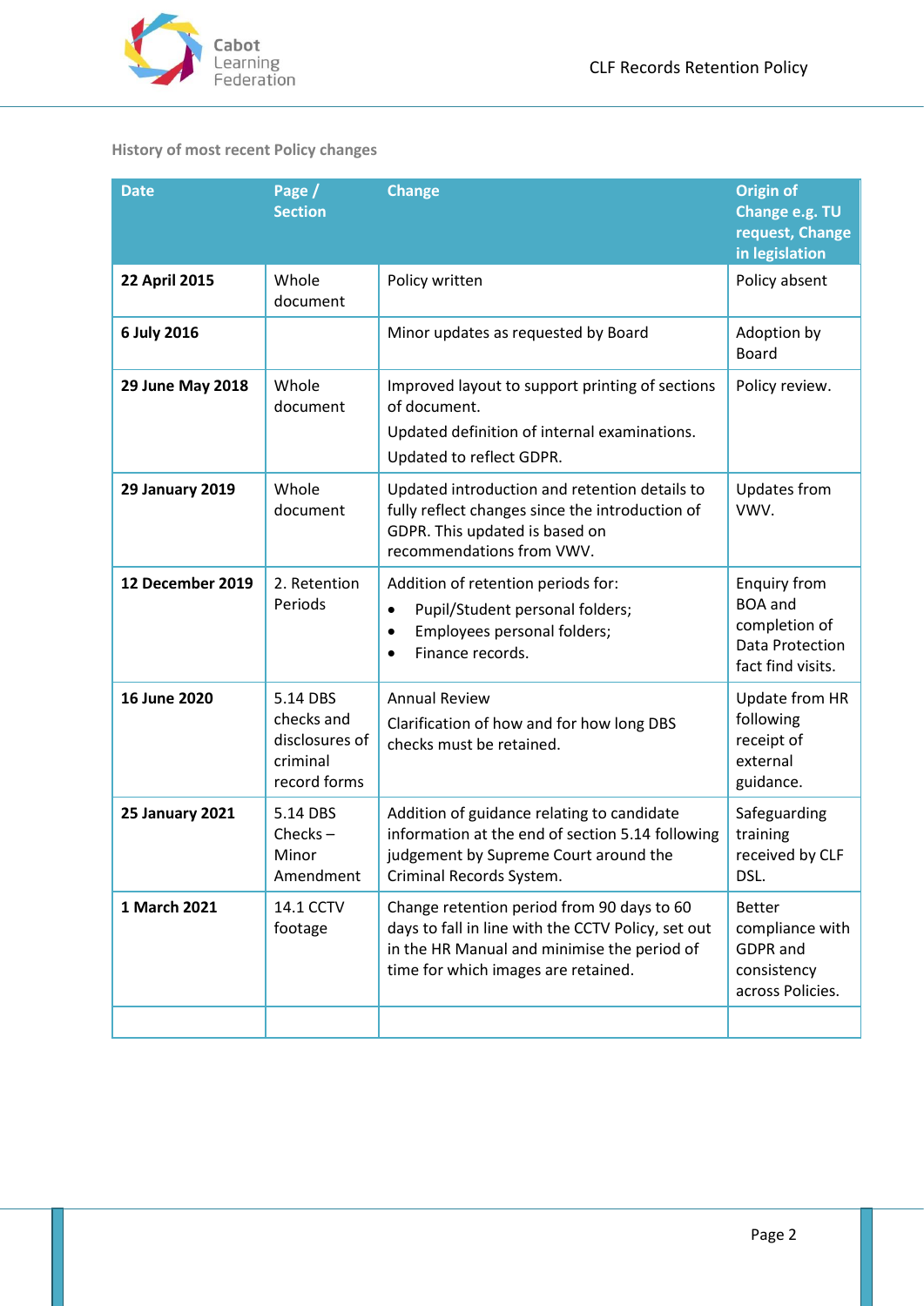History of most recent Policy changes

| Date | Page / Section | Change | Origin of Change e.g. TU request, Change in legislation |
|---|---|---|---|
| **22 April 2015** | Whole document | Policy written | Policy absent |
| **6 July 2016** | | Minor updates as requested by Board | Adoption by Board |
| **29 June May 2018** | Whole document | Improved layout to support printing of sections of document. Updated definition of internal examinations. Updated to reflect GDPR. | Policy review. |
| **29 January 2019** | Whole document | Updated introduction and retention details to fully reflect changes since the introduction of GDPR. This updated is based on recommendations from VWV. | Updates from VWV. |
| **12 December 2019** | 2. Retention Periods | Addition of retention periods for: • Pupil/Student personal folders; • Employees personal folders; • Finance records. | Enquiry from BOA and completion of Data Protection fact find visits. |
| **16 June 2020** | 5.14 DBS checks and disclosures of criminal record forms | Annual Review Clarification of how and for how long DBS checks must be retained. | Update from HR following receipt of external guidance. |
| **25 January 2021** | 5.14 DBS Checks – Minor Amendment | Addition of guidance relating to candidate information at the end of section 5.14 following judgement by Supreme Court around the Criminal Records System. | Safeguarding training received by CLF DSL. |
| **1 March 2021** | 14.1 CCTV footage | Change retention period from 90 days to 60 days to fall in line with the CCTV Policy, set out in the HR Manual and minimise the period of time for which images are retained. | Better compliance with GDPR and consistency across Policies. |
| | | | |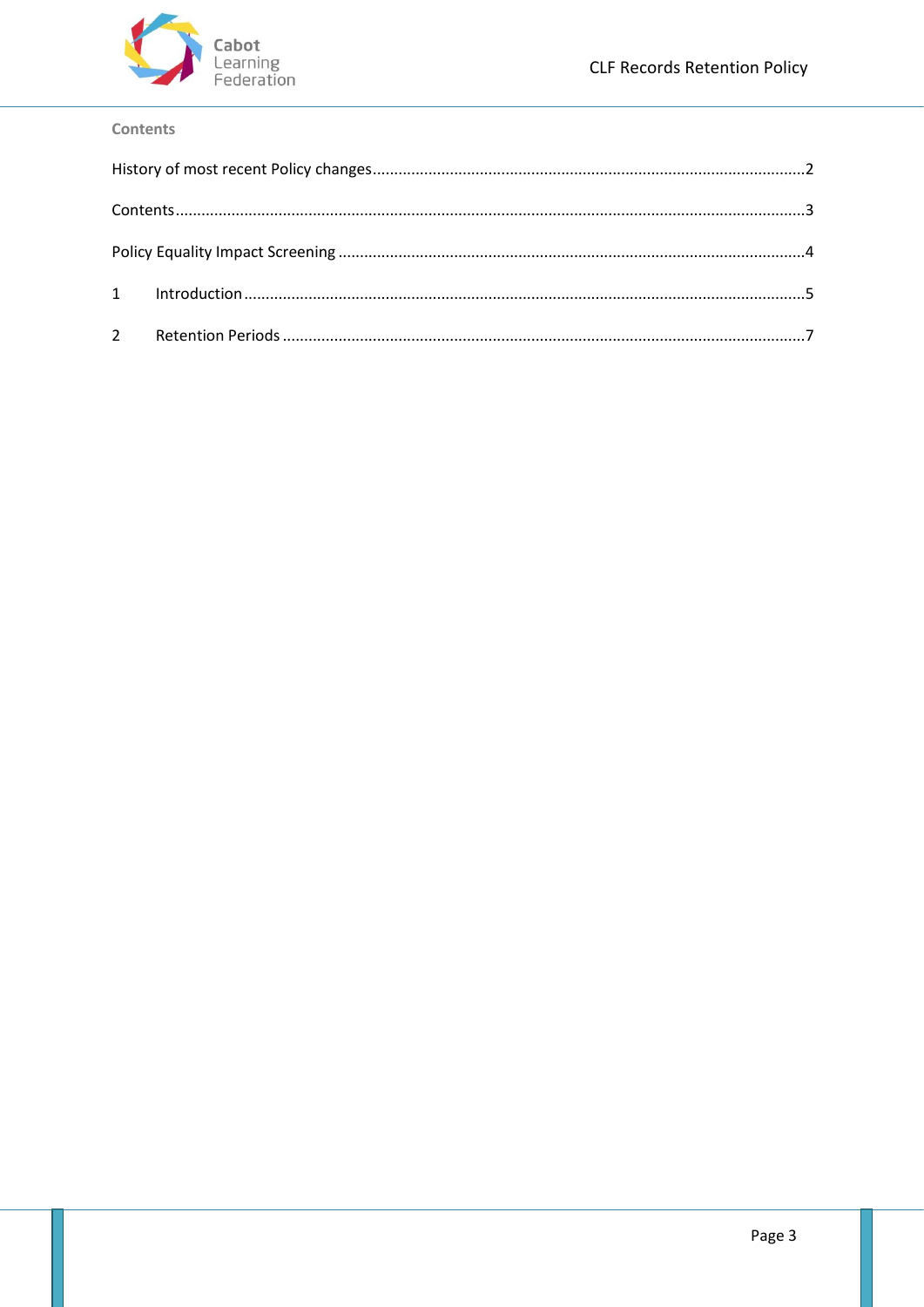## Contents

History of most recent Policy changes....................................................................................................2

Contents.................................................................................................................................................3

Policy Equality Impact Screening ............................................................................................................4

1 Introduction.......................................................................................................................................5

2 Retention Periods ..............................................................................................................................7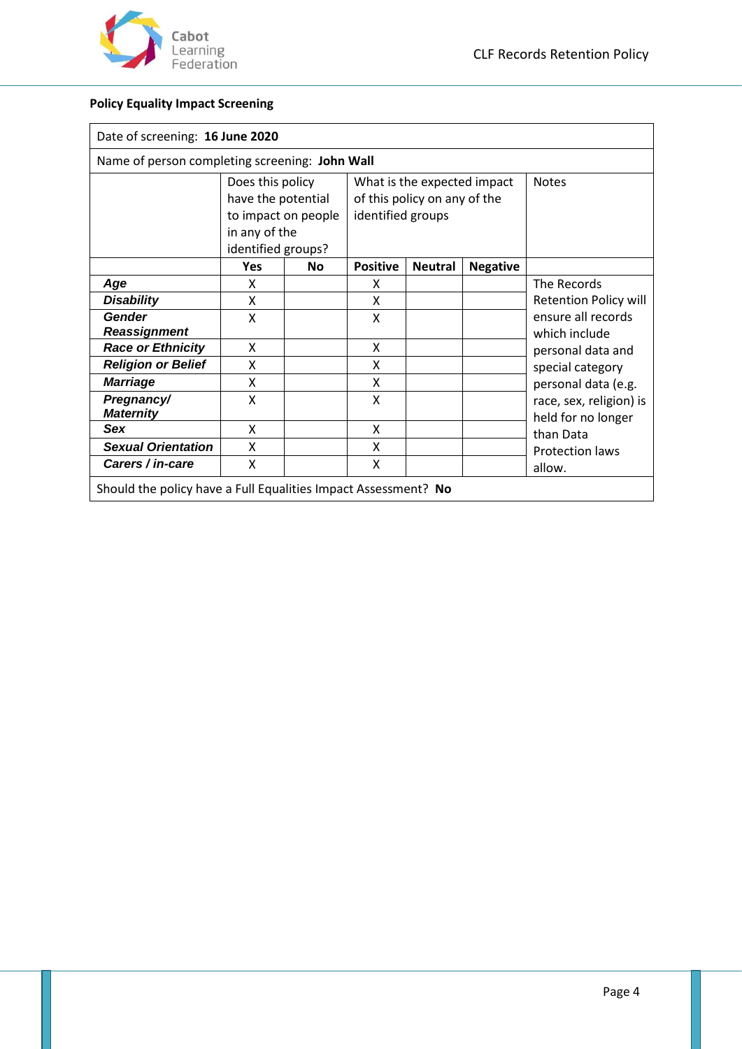**Policy Equality Impact Screening**

| Date of screening: **16 June 2020** | | | | | | |
|---|---|---|---|---|---|---|
| Name of person completing screening: **John Wall** | | | | | | |
| | Does this policy have the potential to impact on people in any of the identified groups? | | What is the expected impact of this policy on any of the identified groups | | | Notes |
| | **Yes** | **No** | **Positive** | **Neutral** | **Negative** | |
| ***Age*** | X | | X | | | The Records Retention Policy will ensure all records which include personal data and special category personal data (e.g. race, sex, religion) is held for no longer than Data Protection laws allow. |
| ***Disability*** | X | | X | | | |
| ***Gender Reassignment*** | X | | X | | | |
| ***Race or Ethnicity*** | X | | X | | | |
| ***Religion or Belief*** | X | | X | | | |
| ***Marriage*** | X | | X | | | |
| ***Pregnancy/ Maternity*** | X | | X | | | |
| ***Sex*** | X | | X | | | |
| ***Sexual Orientation*** | X | | X | | | |
| ***Carers / in-care*** | X | | X | | | |
| Should the policy have a Full Equalities Impact Assessment? **No** | | | | | | |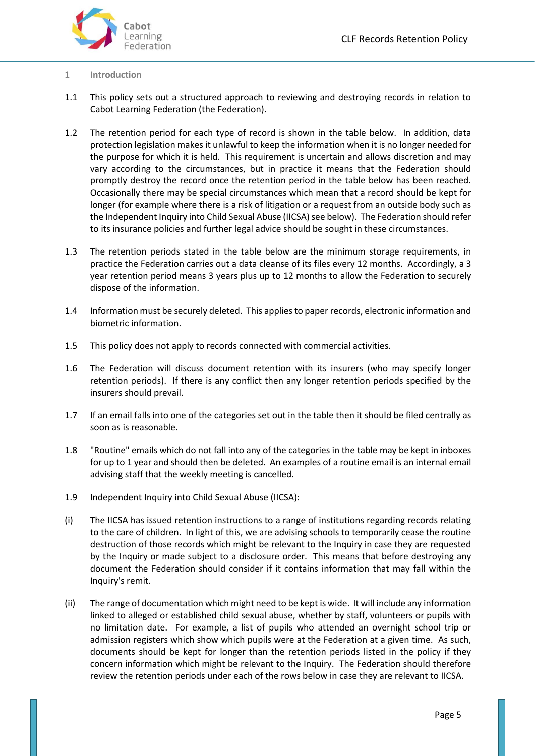## 1 Introduction

1.1 This policy sets out a structured approach to reviewing and destroying records in relation to Cabot Learning Federation (the Federation).

1.2 The retention period for each type of record is shown in the table below. In addition, data protection legislation makes it unlawful to keep the information when it is no longer needed for the purpose for which it is held. This requirement is uncertain and allows discretion and may vary according to the circumstances, but in practice it means that the Federation should promptly destroy the record once the retention period in the table below has been reached. Occasionally there may be special circumstances which mean that a record should be kept for longer (for example where there is a risk of litigation or a request from an outside body such as the Independent Inquiry into Child Sexual Abuse (IICSA) see below). The Federation should refer to its insurance policies and further legal advice should be sought in these circumstances.

1.3 The retention periods stated in the table below are the minimum storage requirements, in practice the Federation carries out a data cleanse of its files every 12 months. Accordingly, a 3 year retention period means 3 years plus up to 12 months to allow the Federation to securely dispose of the information.

1.4 Information must be securely deleted. This applies to paper records, electronic information and biometric information.

1.5 This policy does not apply to records connected with commercial activities.

1.6 The Federation will discuss document retention with its insurers (who may specify longer retention periods). If there is any conflict then any longer retention periods specified by the insurers should prevail.

1.7 If an email falls into one of the categories set out in the table then it should be filed centrally as soon as is reasonable.

1.8 "Routine" emails which do not fall into any of the categories in the table may be kept in inboxes for up to 1 year and should then be deleted. An examples of a routine email is an internal email advising staff that the weekly meeting is cancelled.

1.9 Independent Inquiry into Child Sexual Abuse (IICSA):

(i) The IICSA has issued retention instructions to a range of institutions regarding records relating to the care of children. In light of this, we are advising schools to temporarily cease the routine destruction of those records which might be relevant to the Inquiry in case they are requested by the Inquiry or made subject to a disclosure order. This means that before destroying any document the Federation should consider if it contains information that may fall within the Inquiry's remit.

(ii) The range of documentation which might need to be kept is wide. It will include any information linked to alleged or established child sexual abuse, whether by staff, volunteers or pupils with no limitation date. For example, a list of pupils who attended an overnight school trip or admission registers which show which pupils were at the Federation at a given time. As such, documents should be kept for longer than the retention periods listed in the policy if they concern information which might be relevant to the Inquiry. The Federation should therefore review the retention periods under each of the rows below in case they are relevant to IICSA.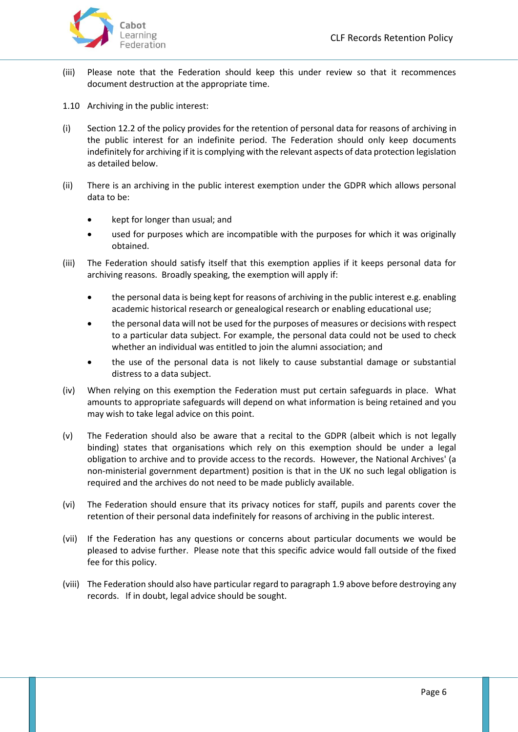(iii) Please note that the Federation should keep this under review so that it recommences document destruction at the appropriate time.

1.10 Archiving in the public interest:

(i) Section 12.2 of the policy provides for the retention of personal data for reasons of archiving in the public interest for an indefinite period. The Federation should only keep documents indefinitely for archiving if it is complying with the relevant aspects of data protection legislation as detailed below.

(ii) There is an archiving in the public interest exemption under the GDPR which allows personal data to be:

- kept for longer than usual; and
- used for purposes which are incompatible with the purposes for which it was originally obtained.

(iii) The Federation should satisfy itself that this exemption applies if it keeps personal data for archiving reasons. Broadly speaking, the exemption will apply if:

- the personal data is being kept for reasons of archiving in the public interest e.g. enabling academic historical research or genealogical research or enabling educational use;
- the personal data will not be used for the purposes of measures or decisions with respect to a particular data subject. For example, the personal data could not be used to check whether an individual was entitled to join the alumni association; and
- the use of the personal data is not likely to cause substantial damage or substantial distress to a data subject.

(iv) When relying on this exemption the Federation must put certain safeguards in place. What amounts to appropriate safeguards will depend on what information is being retained and you may wish to take legal advice on this point.

(v) The Federation should also be aware that a recital to the GDPR (albeit which is not legally binding) states that organisations which rely on this exemption should be under a legal obligation to archive and to provide access to the records. However, the National Archives' (a non-ministerial government department) position is that in the UK no such legal obligation is required and the archives do not need to be made publicly available.

(vi) The Federation should ensure that its privacy notices for staff, pupils and parents cover the retention of their personal data indefinitely for reasons of archiving in the public interest.

(vii) If the Federation has any questions or concerns about particular documents we would be pleased to advise further. Please note that this specific advice would fall outside of the fixed fee for this policy.

(viii) The Federation should also have particular regard to paragraph 1.9 above before destroying any records. If in doubt, legal advice should be sought.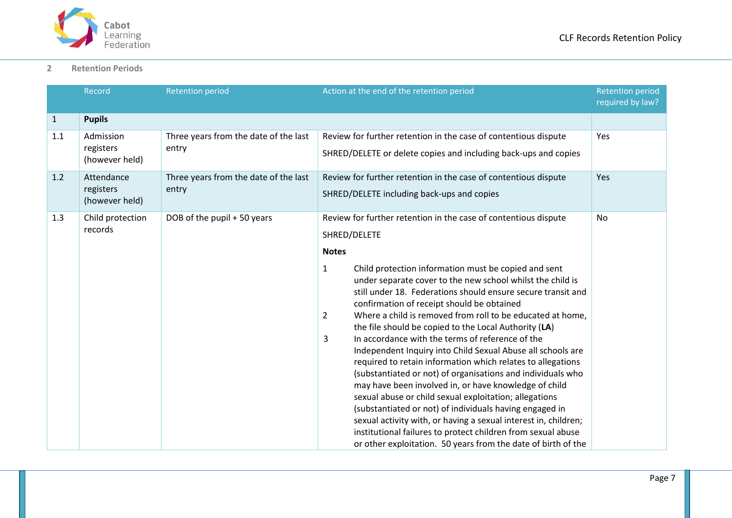## 2 Retention Periods

| | Record | Retention period | Action at the end of the retention period | Retention period required by law? |
|---|---|---|---|---|
| 1 | **Pupils** | | | |
| 1.1 | Admission registers (however held) | Three years from the date of the last entry | Review for further retention in the case of contentious dispute<br><br>SHRED/DELETE or delete copies and including back-ups and copies | Yes |
| 1.2 | Attendance registers (however held) | Three years from the date of the last entry | Review for further retention in the case of contentious dispute<br><br>SHRED/DELETE including back-ups and copies | Yes |
| 1.3 | Child protection records | DOB of the pupil + 50 years | Review for further retention in the case of contentious dispute<br><br>SHRED/DELETE<br><br>**Notes**<br><br>1 Child protection information must be copied and sent under separate cover to the new school whilst the child is still under 18. Federations should ensure secure transit and confirmation of receipt should be obtained<br>2 Where a child is removed from roll to be educated at home, the file should be copied to the Local Authority (**LA**)<br>3 In accordance with the terms of reference of the Independent Inquiry into Child Sexual Abuse all schools are required to retain information which relates to allegations (substantiated or not) of organisations and individuals who may have been involved in, or have knowledge of child sexual abuse or child sexual exploitation; allegations (substantiated or not) of individuals having engaged in sexual activity with, or having a sexual interest in, children; institutional failures to protect children from sexual abuse or other exploitation. 50 years from the date of birth of the | No |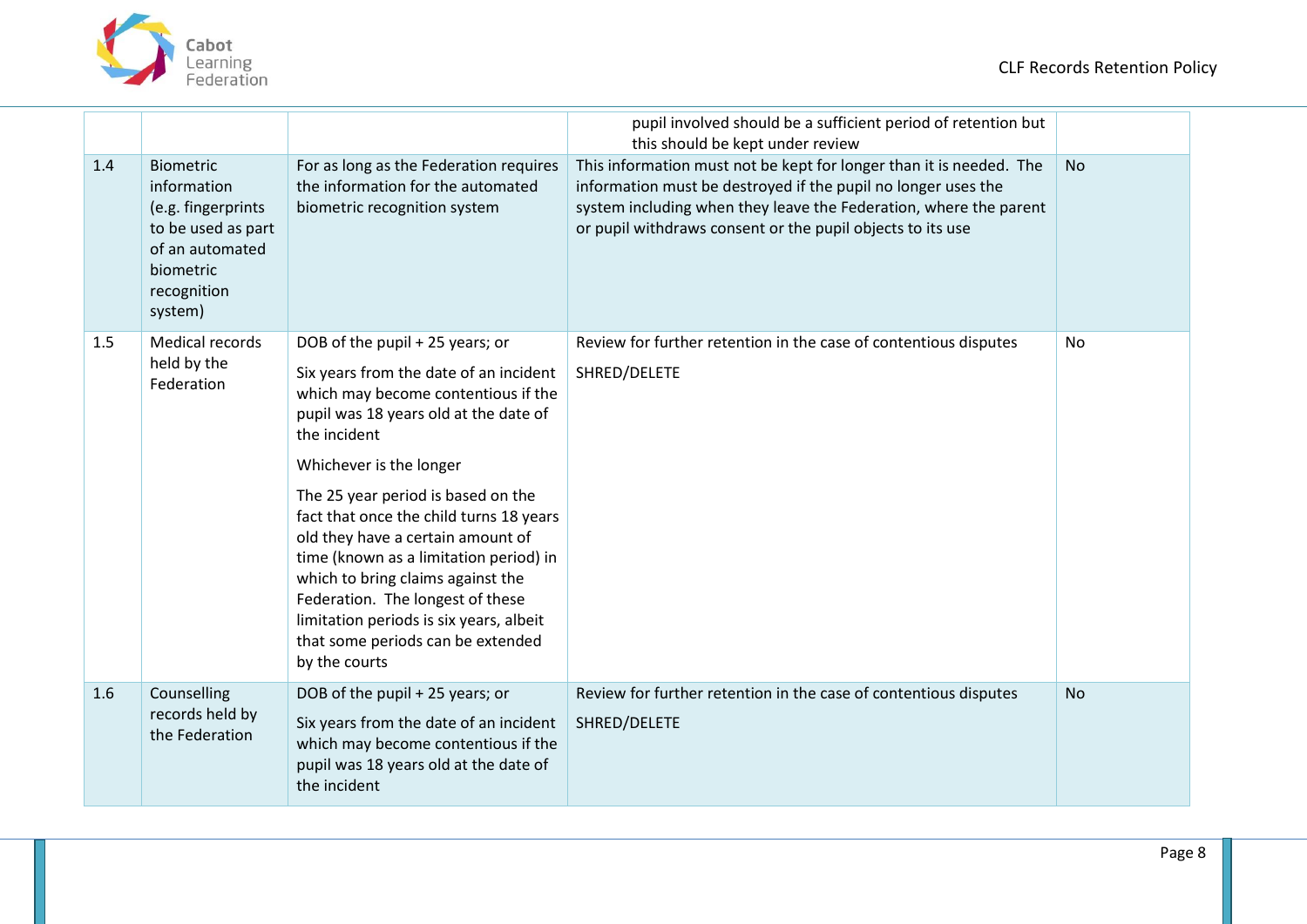| | | | | |
|---|---|---|---|---|
| | | | pupil involved should be a sufficient period of retention but this should be kept under review | |
| 1.4 | Biometric information (e.g. fingerprints to be used as part of an automated biometric recognition system) | For as long as the Federation requires the information for the automated biometric recognition system | This information must not be kept for longer than it is needed. The information must be destroyed if the pupil no longer uses the system including when they leave the Federation, where the parent or pupil withdraws consent or the pupil objects to its use | No |
| 1.5 | Medical records held by the Federation | DOB of the pupil + 25 years; or<br><br>Six years from the date of an incident which may become contentious if the pupil was 18 years old at the date of the incident<br><br>Whichever is the longer<br><br>The 25 year period is based on the fact that once the child turns 18 years old they have a certain amount of time (known as a limitation period) in which to bring claims against the Federation. The longest of these limitation periods is six years, albeit that some periods can be extended by the courts | Review for further retention in the case of contentious disputes<br><br>SHRED/DELETE | No |
| 1.6 | Counselling records held by the Federation | DOB of the pupil + 25 years; or<br><br>Six years from the date of an incident which may become contentious if the pupil was 18 years old at the date of the incident | Review for further retention in the case of contentious disputes<br><br>SHRED/DELETE | No |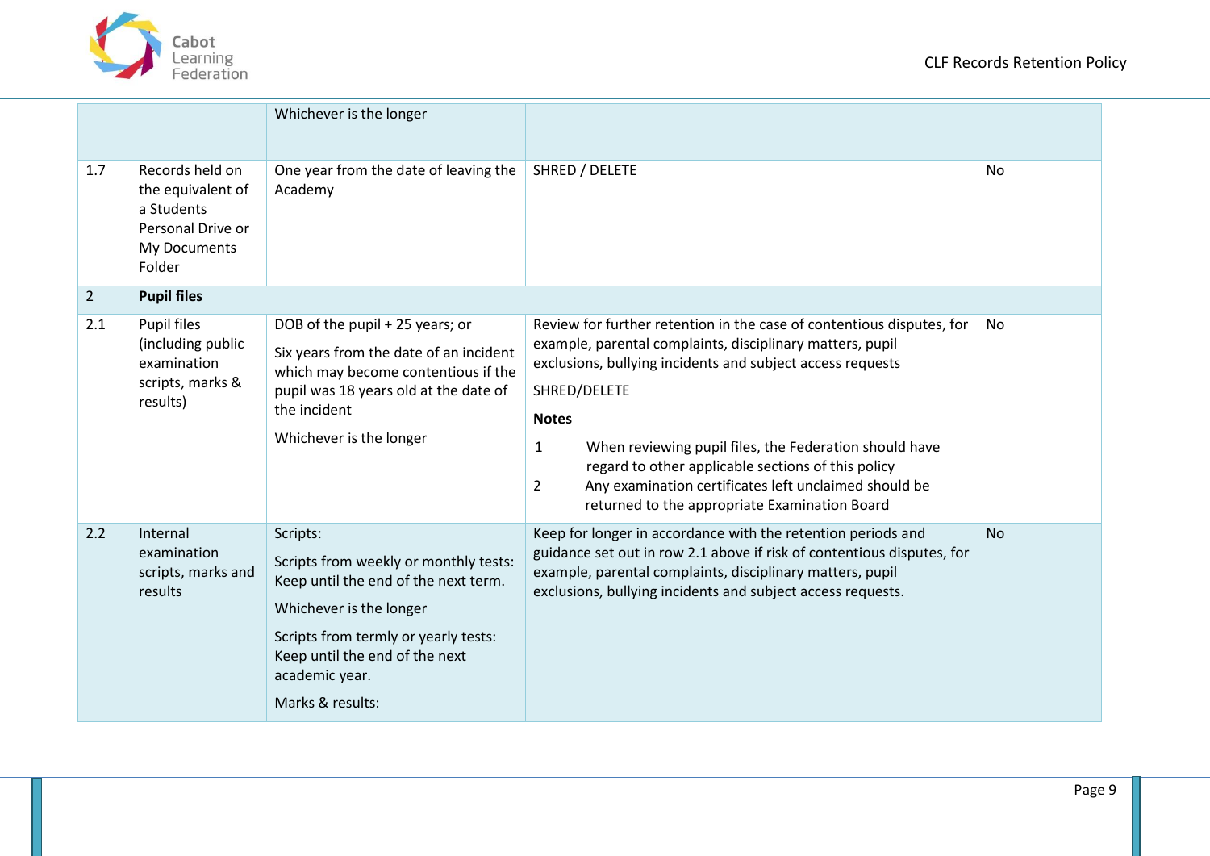| | | | | |
|---|---|---|---|---|
| | | Whichever is the longer | | |
| 1.7 | Records held on the equivalent of a Students Personal Drive or My Documents Folder | One year from the date of leaving the Academy | SHRED / DELETE | No |
| 2 | **Pupil files** | | | |
| 2.1 | Pupil files (including public examination scripts, marks & results) | DOB of the pupil + 25 years; or<br><br>Six years from the date of an incident which may become contentious if the pupil was 18 years old at the date of the incident<br><br>Whichever is the longer | Review for further retention in the case of contentious disputes, for example, parental complaints, disciplinary matters, pupil exclusions, bullying incidents and subject access requests<br><br>SHRED/DELETE<br><br>**Notes**<br><br>1 When reviewing pupil files, the Federation should have regard to other applicable sections of this policy<br>2 Any examination certificates left unclaimed should be returned to the appropriate Examination Board | No |
| 2.2 | Internal examination scripts, marks and results | Scripts:<br><br>Scripts from weekly or monthly tests: Keep until the end of the next term.<br><br>Whichever is the longer<br><br>Scripts from termly or yearly tests: Keep until the end of the next academic year.<br><br>Marks & results: | Keep for longer in accordance with the retention periods and guidance set out in row 2.1 above if risk of contentious disputes, for example, parental complaints, disciplinary matters, pupil exclusions, bullying incidents and subject access requests. | No |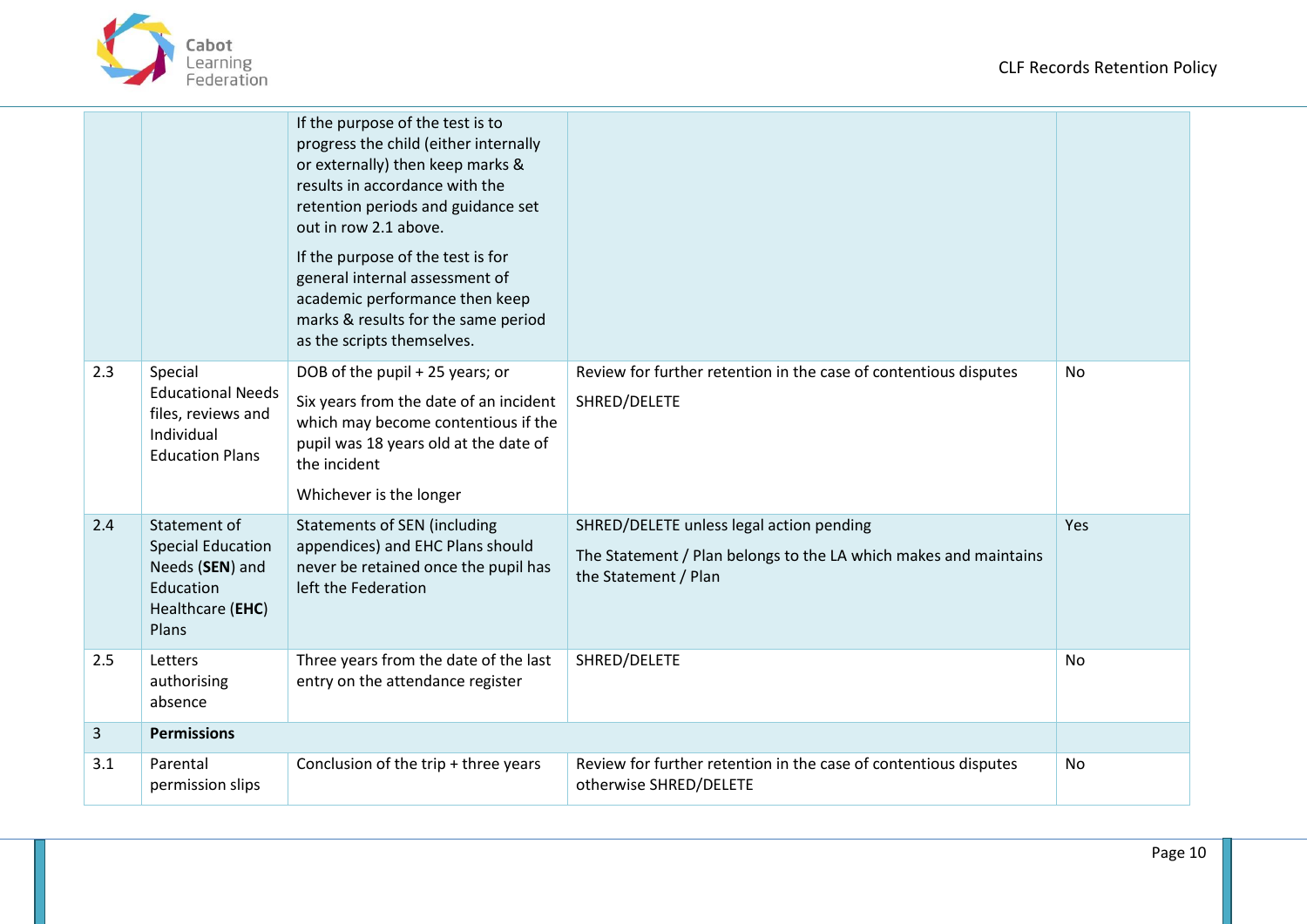| | | | | |
|---|---|---|---|---|
| | | If the purpose of the test is to progress the child (either internally or externally) then keep marks & results in accordance with the retention periods and guidance set out in row 2.1 above.<br><br>If the purpose of the test is for general internal assessment of academic performance then keep marks & results for the same period as the scripts themselves. | | |
| 2.3 | Special Educational Needs files, reviews and Individual Education Plans | DOB of the pupil + 25 years; or<br><br>Six years from the date of an incident which may become contentious if the pupil was 18 years old at the date of the incident<br><br>Whichever is the longer | Review for further retention in the case of contentious disputes<br><br>SHRED/DELETE | No |
| 2.4 | Statement of Special Education Needs (**SEN**) and Education Healthcare (**EHC**) Plans | Statements of SEN (including appendices) and EHC Plans should never be retained once the pupil has left the Federation | SHRED/DELETE unless legal action pending<br><br>The Statement / Plan belongs to the LA which makes and maintains the Statement / Plan | Yes |
| 2.5 | Letters authorising absence | Three years from the date of the last entry on the attendance register | SHRED/DELETE | No |
| 3 | **Permissions** | | | |
| 3.1 | Parental permission slips | Conclusion of the trip + three years | Review for further retention in the case of contentious disputes otherwise SHRED/DELETE | No |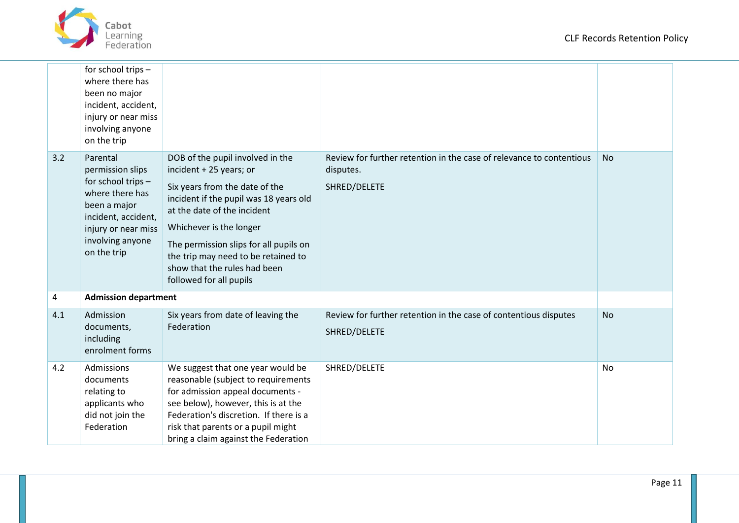| | | | | |
|---|---|---|---|---|
| | for school trips – where there has been no major incident, accident, injury or near miss involving anyone on the trip | | | |
| 3.2 | Parental permission slips for school trips – where there has been a major incident, accident, injury or near miss involving anyone on the trip | DOB of the pupil involved in the incident + 25 years; or<br><br>Six years from the date of the incident if the pupil was 18 years old at the date of the incident<br><br>Whichever is the longer<br><br>The permission slips for all pupils on the trip may need to be retained to show that the rules had been followed for all pupils | Review for further retention in the case of relevance to contentious disputes.<br><br>SHRED/DELETE | No |
| 4 | **Admission department** | | | |
| 4.1 | Admission documents, including enrolment forms | Six years from date of leaving the Federation | Review for further retention in the case of contentious disputes<br><br>SHRED/DELETE | No |
| 4.2 | Admissions documents relating to applicants who did not join the Federation | We suggest that one year would be reasonable (subject to requirements for admission appeal documents - see below), however, this is at the Federation's discretion. If there is a risk that parents or a pupil might bring a claim against the Federation | SHRED/DELETE | No |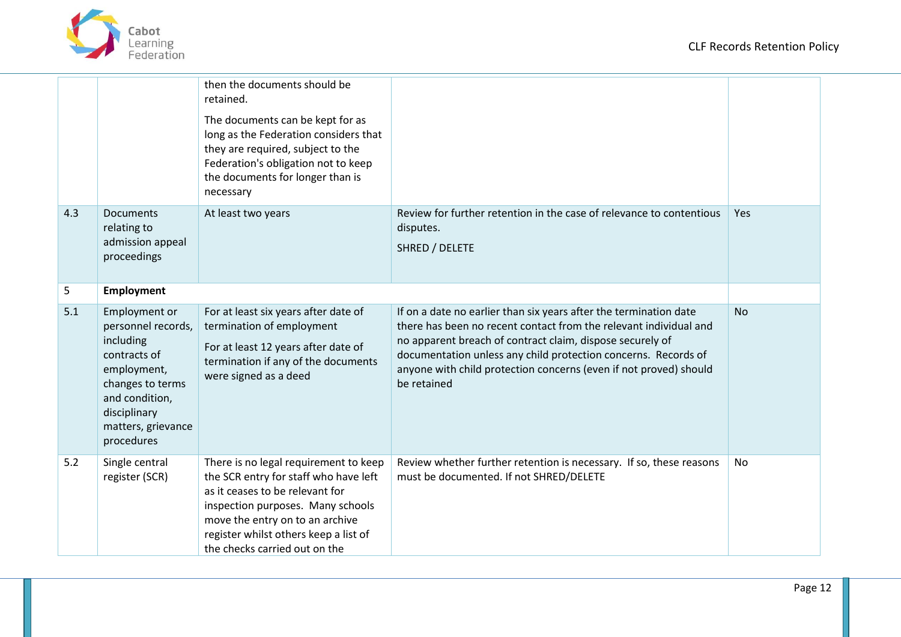| | | | | |
|---|---|---|---|---|
| | | then the documents should be retained.<br><br>The documents can be kept for as long as the Federation considers that they are required, subject to the Federation's obligation not to keep the documents for longer than is necessary | | |
| 4.3 | Documents relating to admission appeal proceedings | At least two years | Review for further retention in the case of relevance to contentious disputes.<br><br>SHRED / DELETE | Yes |
| 5 | **Employment** | | | |
| 5.1 | Employment or personnel records, including contracts of employment, changes to terms and condition, disciplinary matters, grievance procedures | For at least six years after date of termination of employment<br><br>For at least 12 years after date of termination if any of the documents were signed as a deed | If on a date no earlier than six years after the termination date there has been no recent contact from the relevant individual and no apparent breach of contract claim, dispose securely of documentation unless any child protection concerns. Records of anyone with child protection concerns (even if not proved) should be retained | No |
| 5.2 | Single central register (SCR) | There is no legal requirement to keep the SCR entry for staff who have left as it ceases to be relevant for inspection purposes. Many schools move the entry on to an archive register whilst others keep a list of the checks carried out on the | Review whether further retention is necessary. If so, these reasons must be documented. If not SHRED/DELETE | No |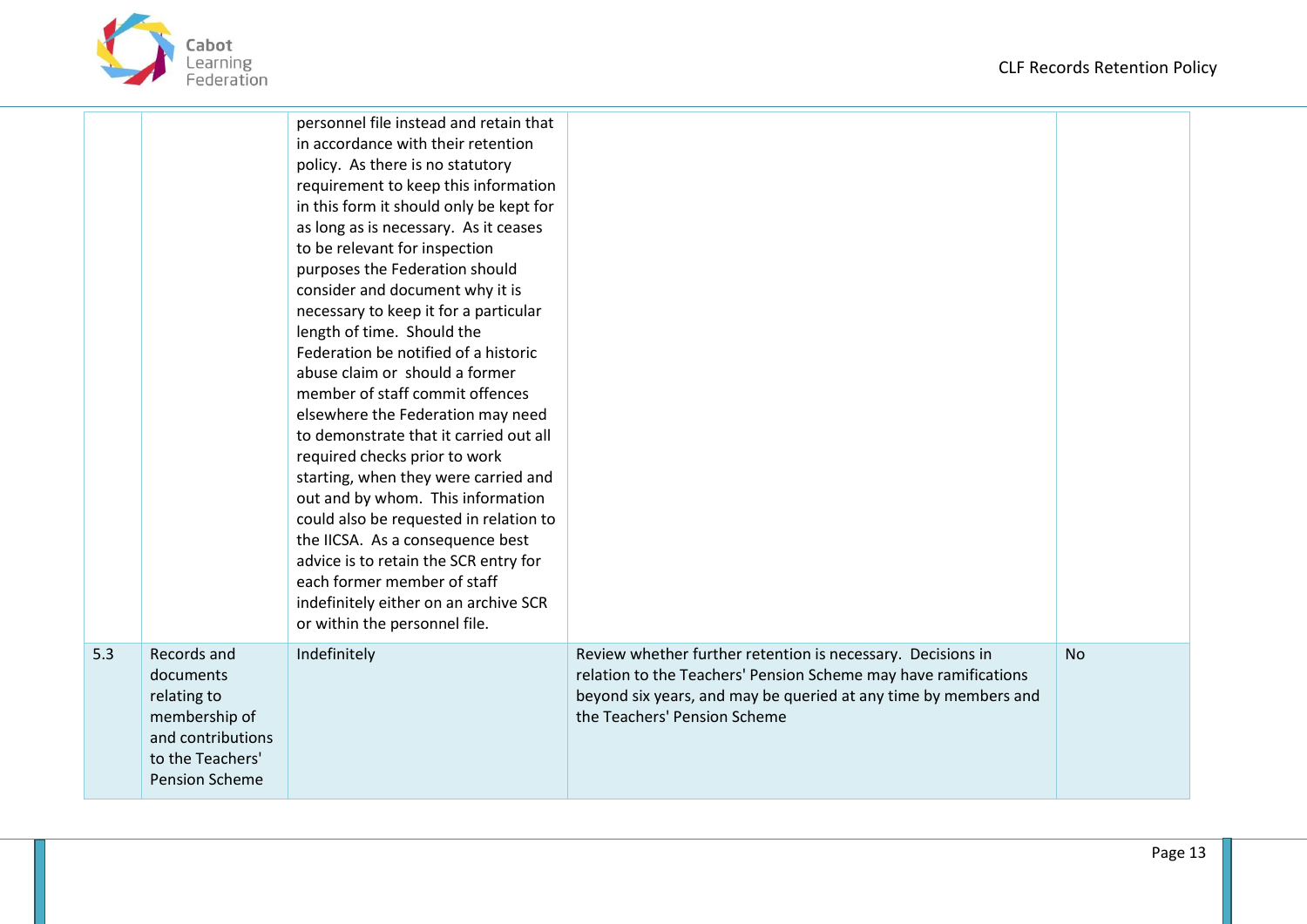| | | | | |
|---|---|---|---|---|
| | | personnel file instead and retain that in accordance with their retention policy. As there is no statutory requirement to keep this information in this form it should only be kept for as long as is necessary. As it ceases to be relevant for inspection purposes the Federation should consider and document why it is necessary to keep it for a particular length of time. Should the Federation be notified of a historic abuse claim or should a former member of staff commit offences elsewhere the Federation may need to demonstrate that it carried out all required checks prior to work starting, when they were carried and out and by whom. This information could also be requested in relation to the IICSA. As a consequence best advice is to retain the SCR entry for each former member of staff indefinitely either on an archive SCR or within the personnel file. | | |
| 5.3 | Records and documents relating to membership of and contributions to the Teachers' Pension Scheme | Indefinitely | Review whether further retention is necessary. Decisions in relation to the Teachers' Pension Scheme may have ramifications beyond six years, and may be queried at any time by members and the Teachers' Pension Scheme | No |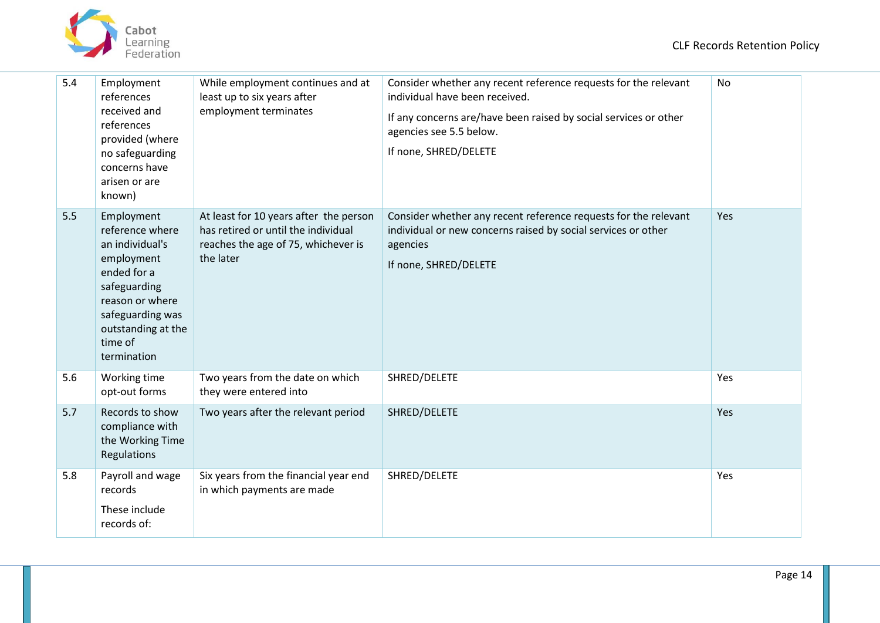| | | | | |
|---|---|---|---|---|
| 5.4 | Employment references received and references provided (where no safeguarding concerns have arisen or are known) | While employment continues and at least up to six years after employment terminates | Consider whether any recent reference requests for the relevant individual have been received.<br><br>If any concerns are/have been raised by social services or other agencies see 5.5 below.<br><br>If none, SHRED/DELETE | No |
| 5.5 | Employment reference where an individual's employment ended for a safeguarding reason or where safeguarding was outstanding at the time of termination | At least for 10 years after the person has retired or until the individual reaches the age of 75, whichever is the later | Consider whether any recent reference requests for the relevant individual or new concerns raised by social services or other agencies<br><br>If none, SHRED/DELETE | Yes |
| 5.6 | Working time opt-out forms | Two years from the date on which they were entered into | SHRED/DELETE | Yes |
| 5.7 | Records to show compliance with the Working Time Regulations | Two years after the relevant period | SHRED/DELETE | Yes |
| 5.8 | Payroll and wage records<br><br>These include records of: | Six years from the financial year end in which payments are made | SHRED/DELETE | Yes |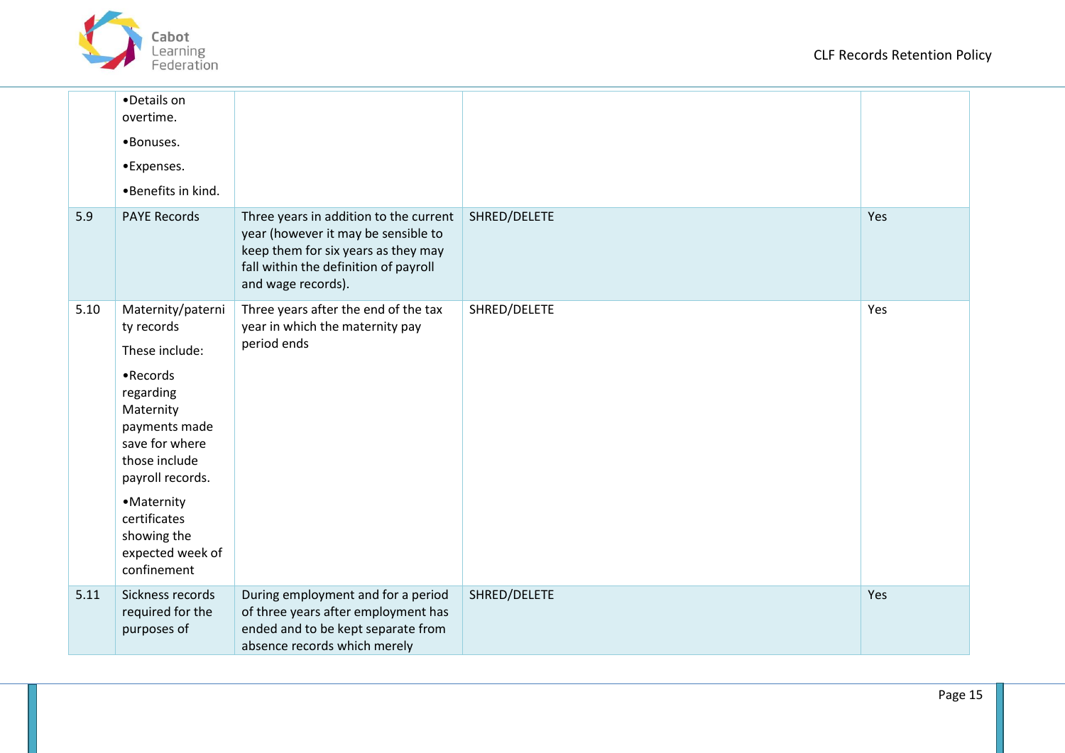| | | | | |
|---|---|---|---|---|
| | •Details on overtime.<br>•Bonuses.<br>•Expenses.<br>•Benefits in kind. | | | |
| 5.9 | PAYE Records | Three years in addition to the current year (however it may be sensible to keep them for six years as they may fall within the definition of payroll and wage records). | SHRED/DELETE | Yes |
| 5.10 | Maternity/paternity records<br>These include:<br>•Records regarding Maternity payments made save for where those include payroll records.<br>•Maternity certificates showing the expected week of confinement | Three years after the end of the tax year in which the maternity pay period ends | SHRED/DELETE | Yes |
| 5.11 | Sickness records required for the purposes of | During employment and for a period of three years after employment has ended and to be kept separate from absence records which merely | SHRED/DELETE | Yes |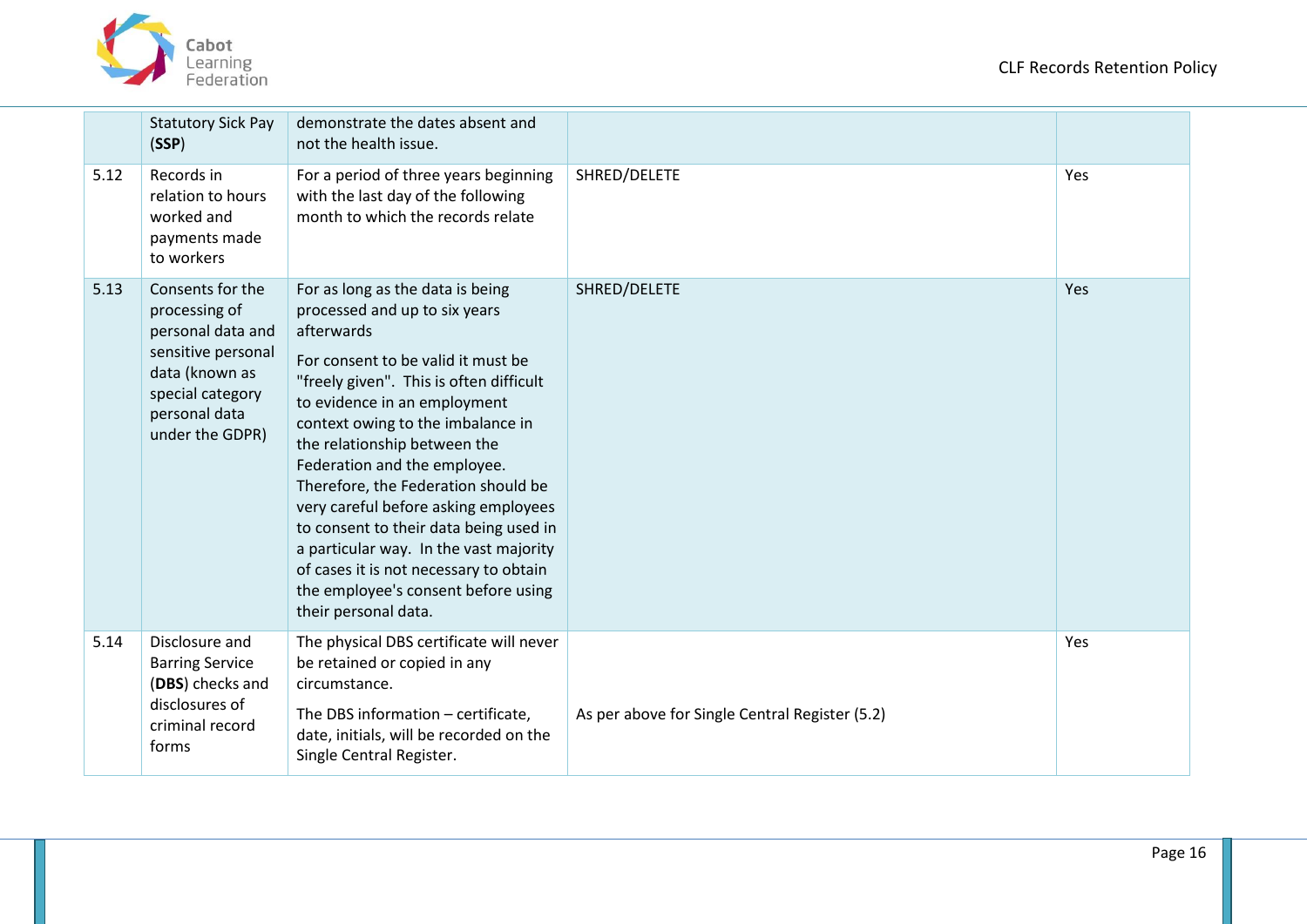| | | | | |
|---|---|---|---|---|
| | Statutory Sick Pay (**SSP**) | demonstrate the dates absent and not the health issue. | | |
| 5.12 | Records in relation to hours worked and payments made to workers | For a period of three years beginning with the last day of the following month to which the records relate | SHRED/DELETE | Yes |
| 5.13 | Consents for the processing of personal data and sensitive personal data (known as special category personal data under the GDPR) | For as long as the data is being processed and up to six years afterwards<br><br>For consent to be valid it must be "freely given". This is often difficult to evidence in an employment context owing to the imbalance in the relationship between the Federation and the employee. Therefore, the Federation should be very careful before asking employees to consent to their data being used in a particular way. In the vast majority of cases it is not necessary to obtain the employee's consent before using their personal data. | SHRED/DELETE | Yes |
| 5.14 | Disclosure and Barring Service (**DBS**) checks and disclosures of criminal record forms | The physical DBS certificate will never be retained or copied in any circumstance.<br><br>The DBS information – certificate, date, initials, will be recorded on the Single Central Register. | As per above for Single Central Register (5.2) | Yes |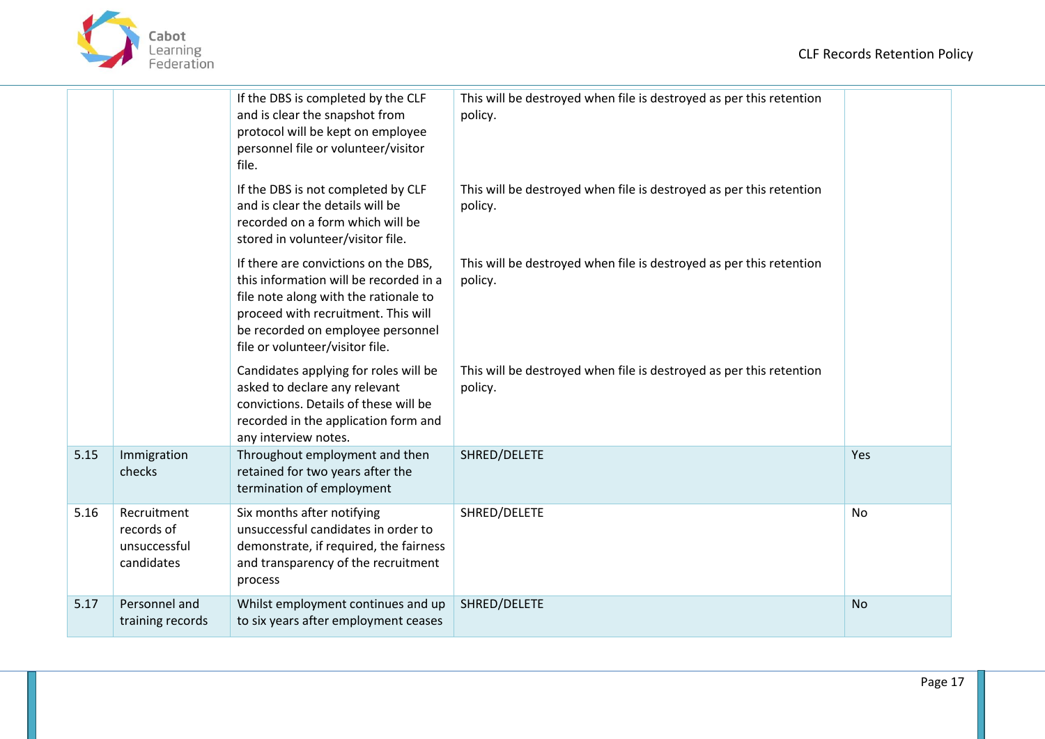| | | | | |
|---|---|---|---|---|
| | | If the DBS is completed by the CLF and is clear the snapshot from protocol will be kept on employee personnel file or volunteer/visitor file. | This will be destroyed when file is destroyed as per this retention policy. | |
| | | If the DBS is not completed by CLF and is clear the details will be recorded on a form which will be stored in volunteer/visitor file. | This will be destroyed when file is destroyed as per this retention policy. | |
| | | If there are convictions on the DBS, this information will be recorded in a file note along with the rationale to proceed with recruitment. This will be recorded on employee personnel file or volunteer/visitor file. | This will be destroyed when file is destroyed as per this retention policy. | |
| | | Candidates applying for roles will be asked to declare any relevant convictions. Details of these will be recorded in the application form and any interview notes. | This will be destroyed when file is destroyed as per this retention policy. | |
| 5.15 | Immigration checks | Throughout employment and then retained for two years after the termination of employment | SHRED/DELETE | Yes |
| 5.16 | Recruitment records of unsuccessful candidates | Six months after notifying unsuccessful candidates in order to demonstrate, if required, the fairness and transparency of the recruitment process | SHRED/DELETE | No |
| 5.17 | Personnel and training records | Whilst employment continues and up to six years after employment ceases | SHRED/DELETE | No |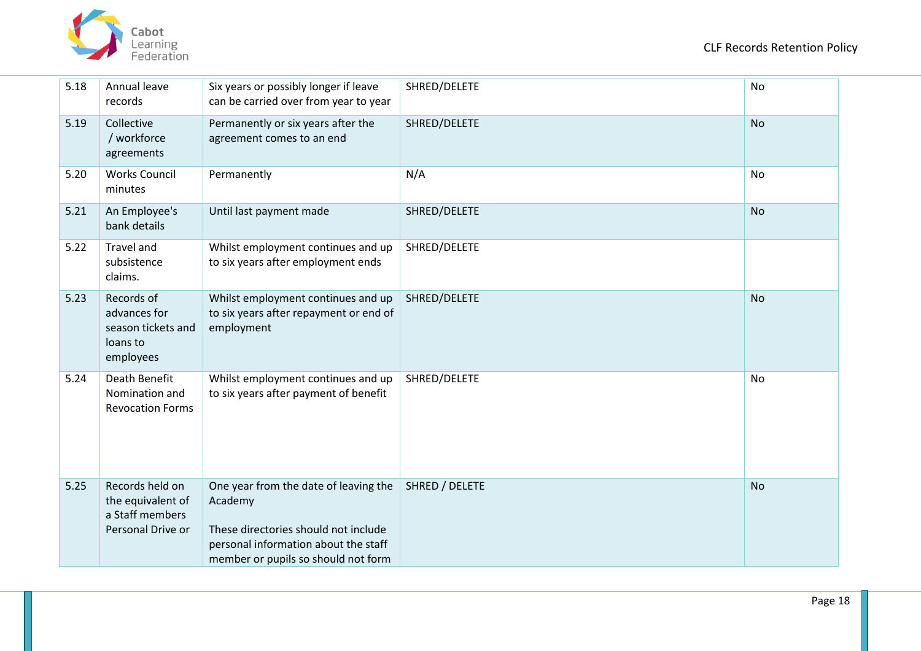| | | | | |
|---|---|---|---|---|
| 5.18 | Annual leave records | Six years or possibly longer if leave can be carried over from year to year | SHRED/DELETE | No |
| 5.19 | Collective / workforce agreements | Permanently or six years after the agreement comes to an end | SHRED/DELETE | No |
| 5.20 | Works Council minutes | Permanently | N/A | No |
| 5.21 | An Employee's bank details | Until last payment made | SHRED/DELETE | No |
| 5.22 | Travel and subsistence claims. | Whilst employment continues and up to six years after employment ends | SHRED/DELETE | |
| 5.23 | Records of advances for season tickets and loans to employees | Whilst employment continues and up to six years after repayment or end of employment | SHRED/DELETE | No |
| 5.24 | Death Benefit Nomination and Revocation Forms | Whilst employment continues and up to six years after payment of benefit | SHRED/DELETE | No |
| 5.25 | Records held on the equivalent of a Staff members Personal Drive or | One year from the date of leaving the Academy<br><br>These directories should not include personal information about the staff member or pupils so should not form | SHRED / DELETE | No |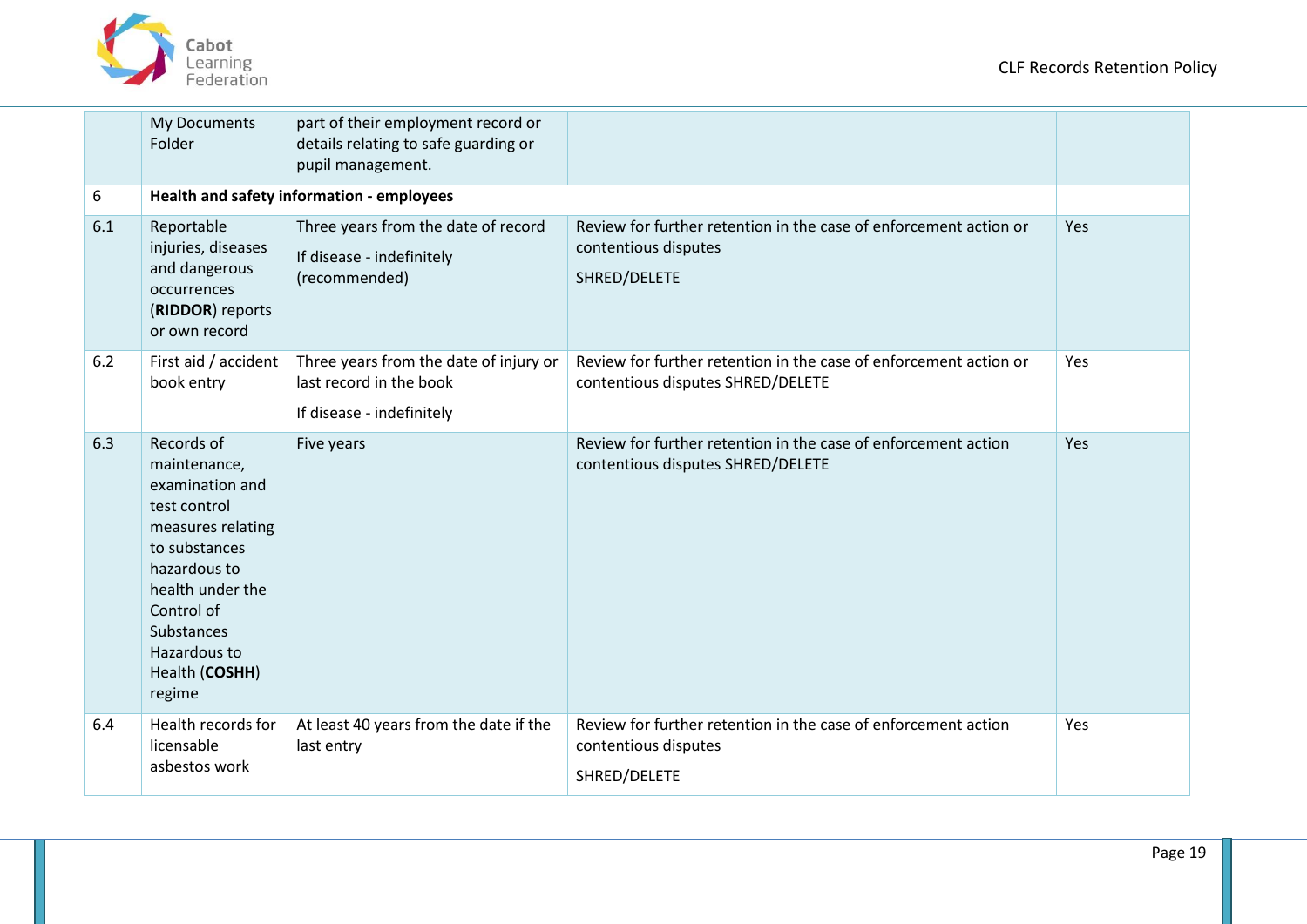| | | | | |
|---|---|---|---|---|
| | My Documents Folder | part of their employment record or details relating to safe guarding or pupil management. | | |
| 6 | **Health and safety information - employees** | | | |
| 6.1 | Reportable injuries, diseases and dangerous occurrences (**RIDDOR**) reports or own record | Three years from the date of record<br><br>If disease - indefinitely (recommended) | Review for further retention in the case of enforcement action or contentious disputes<br><br>SHRED/DELETE | Yes |
| 6.2 | First aid / accident book entry | Three years from the date of injury or last record in the book<br><br>If disease - indefinitely | Review for further retention in the case of enforcement action or contentious disputes SHRED/DELETE | Yes |
| 6.3 | Records of maintenance, examination and test control measures relating to substances hazardous to health under the Control of Substances Hazardous to Health (**COSHH**) regime | Five years | Review for further retention in the case of enforcement action contentious disputes SHRED/DELETE | Yes |
| 6.4 | Health records for licensable asbestos work | At least 40 years from the date if the last entry | Review for further retention in the case of enforcement action contentious disputes<br><br>SHRED/DELETE | Yes |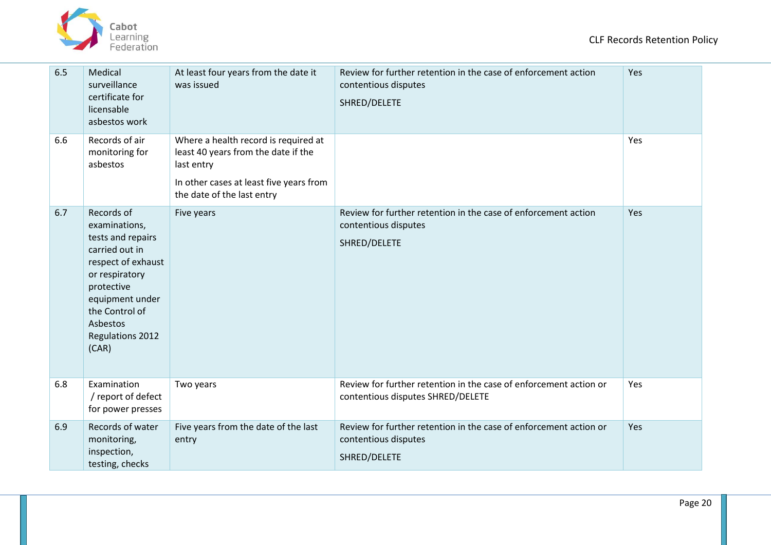| | | | | |
|---|---|---|---|---|
| 6.5 | Medical surveillance certificate for licensable asbestos work | At least four years from the date it was issued | Review for further retention in the case of enforcement action contentious disputes<br><br>SHRED/DELETE | Yes |
| 6.6 | Records of air monitoring for asbestos | Where a health record is required at least 40 years from the date if the last entry<br><br>In other cases at least five years from the date of the last entry | | Yes |
| 6.7 | Records of examinations, tests and repairs carried out in respect of exhaust or respiratory protective equipment under the Control of Asbestos Regulations 2012 (CAR) | Five years | Review for further retention in the case of enforcement action contentious disputes<br><br>SHRED/DELETE | Yes |
| 6.8 | Examination / report of defect for power presses | Two years | Review for further retention in the case of enforcement action or contentious disputes SHRED/DELETE | Yes |
| 6.9 | Records of water monitoring, inspection, testing, checks | Five years from the date of the last entry | Review for further retention in the case of enforcement action or contentious disputes<br><br>SHRED/DELETE | Yes |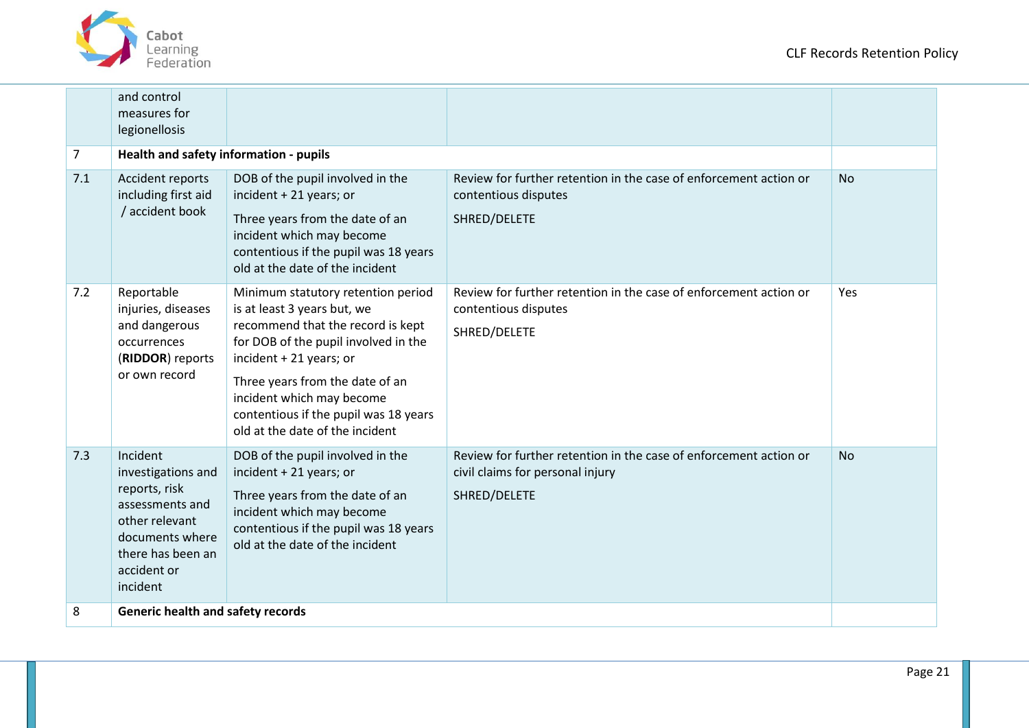|  |  |  |  |  |
|---|---|---|---|---|
|  | and control measures for legionellosis |  |  |  |
| 7 | **Health and safety information - pupils** |  |  |  |
| 7.1 | Accident reports including first aid / accident book | DOB of the pupil involved in the incident + 21 years; or<br><br>Three years from the date of an incident which may become contentious if the pupil was 18 years old at the date of the incident | Review for further retention in the case of enforcement action or contentious disputes<br><br>SHRED/DELETE | No |
| 7.2 | Reportable injuries, diseases and dangerous occurrences (**RIDDOR**) reports or own record | Minimum statutory retention period is at least 3 years but, we recommend that the record is kept for DOB of the pupil involved in the incident + 21 years; or<br><br>Three years from the date of an incident which may become contentious if the pupil was 18 years old at the date of the incident | Review for further retention in the case of enforcement action or contentious disputes<br><br>SHRED/DELETE | Yes |
| 7.3 | Incident investigations and reports, risk assessments and other relevant documents where there has been an accident or incident | DOB of the pupil involved in the incident + 21 years; or<br><br>Three years from the date of an incident which may become contentious if the pupil was 18 years old at the date of the incident | Review for further retention in the case of enforcement action or civil claims for personal injury<br><br>SHRED/DELETE | No |
| 8 | **Generic health and safety records** |  |  |  |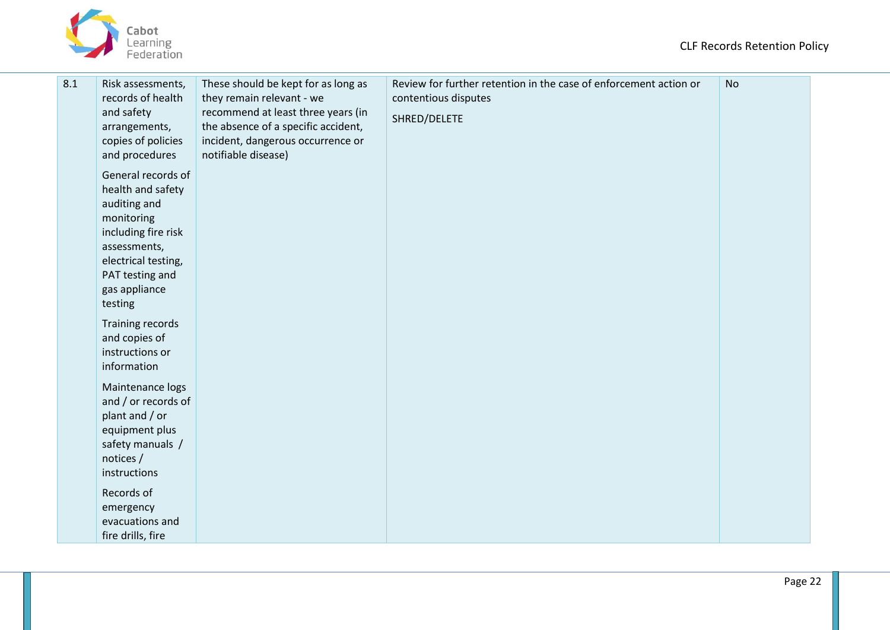| | | | | |
|---|---|---|---|---|
| 8.1 | Risk assessments, records of health and safety arrangements, copies of policies and procedures<br><br>General records of health and safety auditing and monitoring including fire risk assessments, electrical testing, PAT testing and gas appliance testing<br><br>Training records and copies of instructions or information<br><br>Maintenance logs and / or records of plant and / or equipment plus safety manuals / notices / instructions<br><br>Records of emergency evacuations and fire drills, fire | These should be kept for as long as they remain relevant - we recommend at least three years (in the absence of a specific accident, incident, dangerous occurrence or notifiable disease) | Review for further retention in the case of enforcement action or contentious disputes<br><br>SHRED/DELETE | No |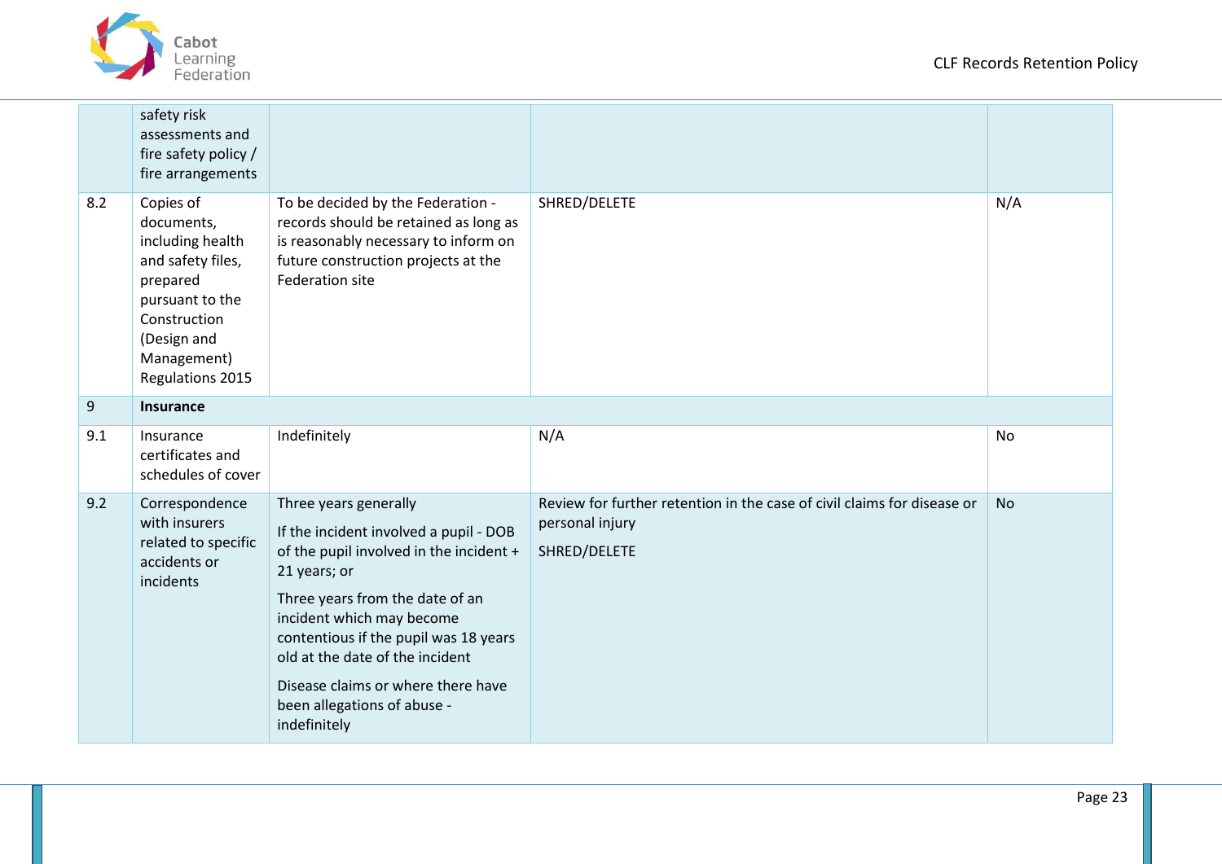| | | | | |
|---|---|---|---|---|
| | safety risk assessments and fire safety policy / fire arrangements | | | |
| 8.2 | Copies of documents, including health and safety files, prepared pursuant to the Construction (Design and Management) Regulations 2015 | To be decided by the Federation - records should be retained as long as is reasonably necessary to inform on future construction projects at the Federation site | SHRED/DELETE | N/A |
| 9 | **Insurance** | | | |
| 9.1 | Insurance certificates and schedules of cover | Indefinitely | N/A | No |
| 9.2 | Correspondence with insurers related to specific accidents or incidents | Three years generally<br><br>If the incident involved a pupil - DOB of the pupil involved in the incident + 21 years; or<br><br>Three years from the date of an incident which may become contentious if the pupil was 18 years old at the date of the incident<br><br>Disease claims or where there have been allegations of abuse - indefinitely | Review for further retention in the case of civil claims for disease or personal injury<br><br>SHRED/DELETE | No |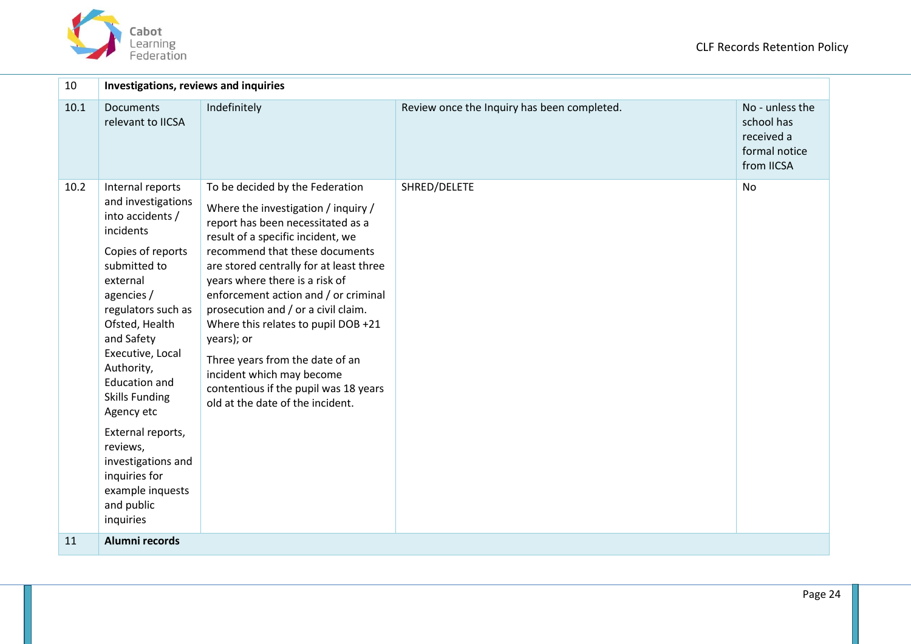| 10 | **Investigations, reviews and inquiries** | | | |
|---|---|---|---|---|
| 10.1 | Documents relevant to IICSA | Indefinitely | Review once the Inquiry has been completed. | No - unless the school has received a formal notice from IICSA |
| 10.2 | Internal reports and investigations into accidents / incidents<br><br>Copies of reports submitted to external agencies / regulators such as Ofsted, Health and Safety Executive, Local Authority, Education and Skills Funding Agency etc<br><br>External reports, reviews, investigations and inquiries for example inquests and public inquiries | To be decided by the Federation<br><br>Where the investigation / inquiry / report has been necessitated as a result of a specific incident, we recommend that these documents are stored centrally for at least three years where there is a risk of enforcement action and / or criminal prosecution and / or a civil claim. Where this relates to pupil DOB +21 years); or<br><br>Three years from the date of an incident which may become contentious if the pupil was 18 years old at the date of the incident. | SHRED/DELETE | No |
| 11 | **Alumni records** | | | |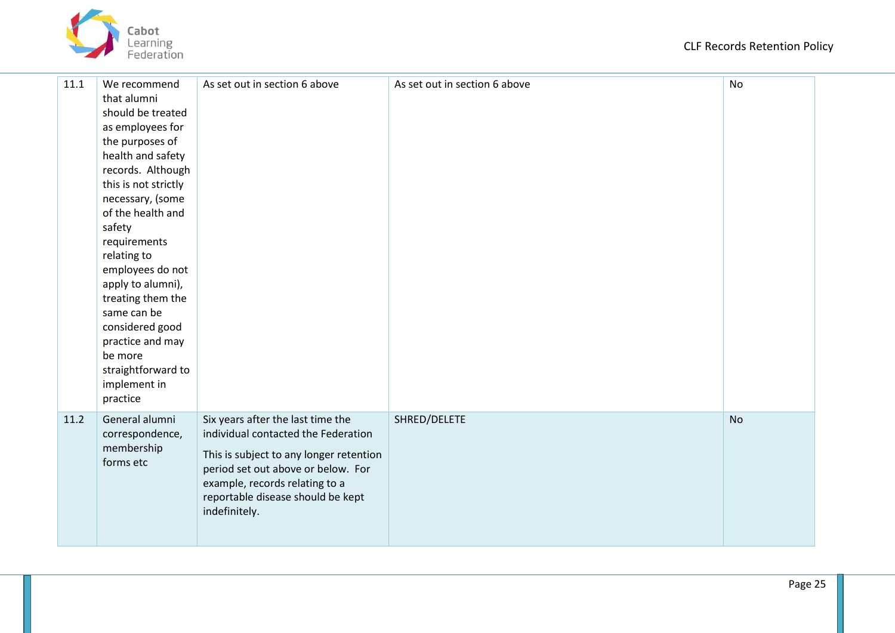| | | | | |
|---|---|---|---|---|
| 11.1 | We recommend that alumni should be treated as employees for the purposes of health and safety records. Although this is not strictly necessary, (some of the health and safety requirements relating to employees do not apply to alumni), treating them the same can be considered good practice and may be more straightforward to implement in practice | As set out in section 6 above | As set out in section 6 above | No |
| 11.2 | General alumni correspondence, membership forms etc | Six years after the last time the individual contacted the Federation<br><br>This is subject to any longer retention period set out above or below. For example, records relating to a reportable disease should be kept indefinitely. | SHRED/DELETE | No |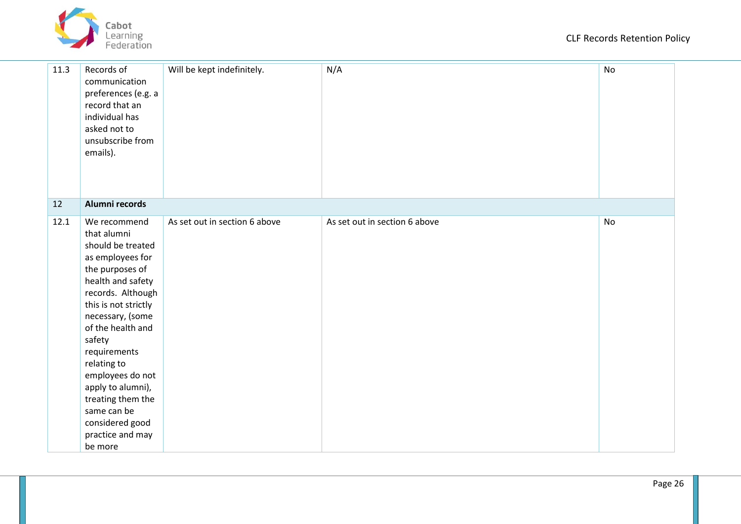| | | | | |
|---|---|---|---|---|
| 11.3 | Records of communication preferences (e.g. a record that an individual has asked not to unsubscribe from emails). | Will be kept indefinitely. | N/A | No |
| 12 | **Alumni records** | | | |
| 12.1 | We recommend that alumni should be treated as employees for the purposes of health and safety records. Although this is not strictly necessary, (some of the health and safety requirements relating to employees do not apply to alumni), treating them the same can be considered good practice and may be more | As set out in section 6 above | As set out in section 6 above | No |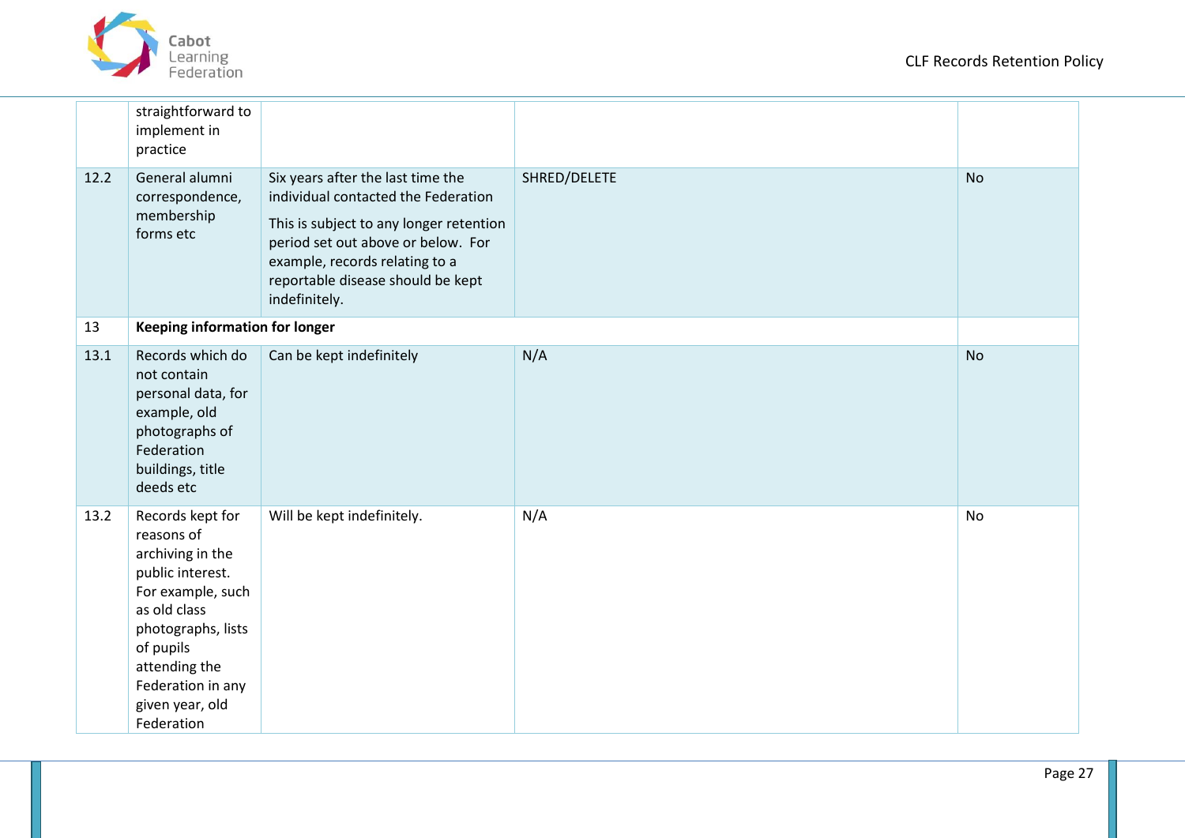| | | | | |
|---|---|---|---|---|
| | straightforward to implement in practice | | | |
| 12.2 | General alumni correspondence, membership forms etc | Six years after the last time the individual contacted the Federation<br><br>This is subject to any longer retention period set out above or below. For example, records relating to a reportable disease should be kept indefinitely. | SHRED/DELETE | No |
| 13 | **Keeping information for longer** | | | |
| 13.1 | Records which do not contain personal data, for example, old photographs of Federation buildings, title deeds etc | Can be kept indefinitely | N/A | No |
| 13.2 | Records kept for reasons of archiving in the public interest. For example, such as old class photographs, lists of pupils attending the Federation in any given year, old Federation | Will be kept indefinitely. | N/A | No |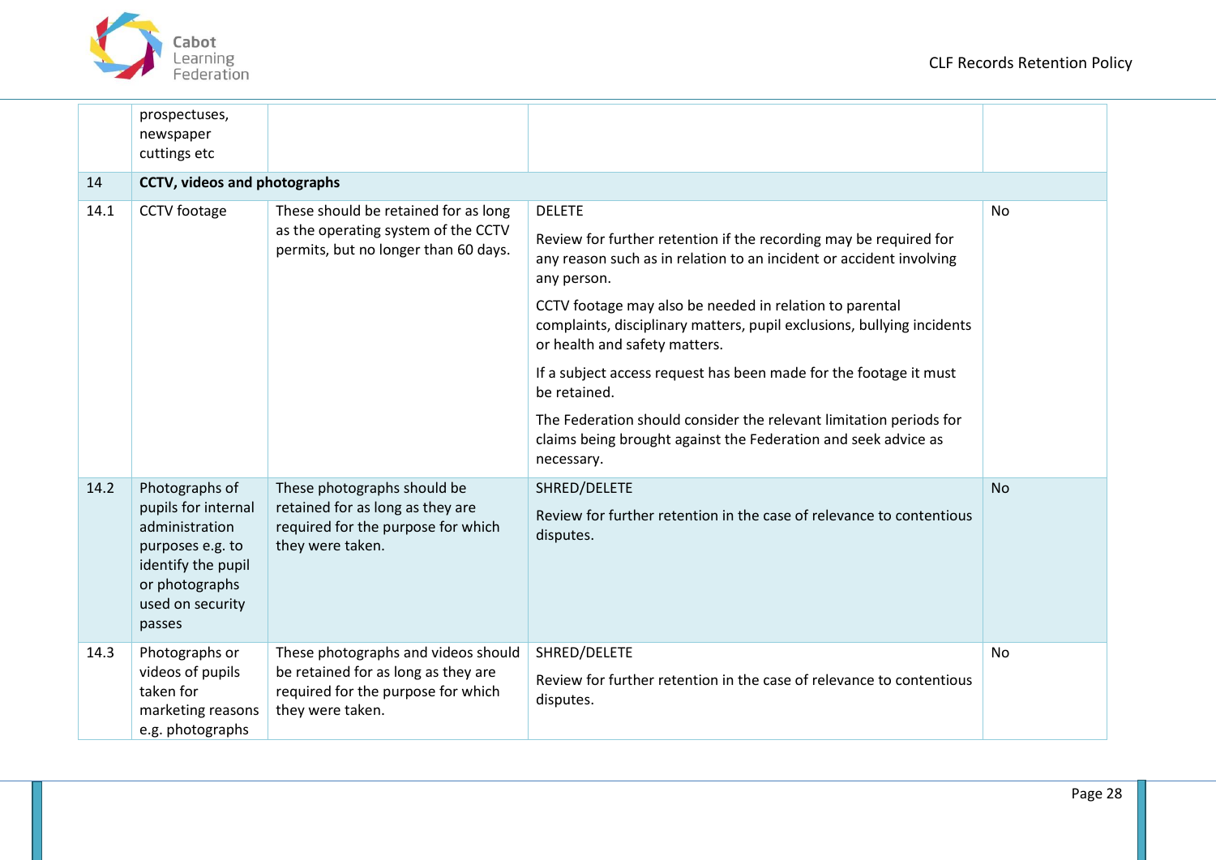| | | | | |
|---|---|---|---|---|
| | prospectuses, newspaper cuttings etc | | | |
| 14 | **CCTV, videos and photographs** | | | |
| 14.1 | CCTV footage | These should be retained for as long as the operating system of the CCTV permits, but no longer than 60 days. | DELETE<br><br>Review for further retention if the recording may be required for any reason such as in relation to an incident or accident involving any person.<br><br>CCTV footage may also be needed in relation to parental complaints, disciplinary matters, pupil exclusions, bullying incidents or health and safety matters.<br><br>If a subject access request has been made for the footage it must be retained.<br><br>The Federation should consider the relevant limitation periods for claims being brought against the Federation and seek advice as necessary. | No |
| 14.2 | Photographs of pupils for internal administration purposes e.g. to identify the pupil or photographs used on security passes | These photographs should be retained for as long as they are required for the purpose for which they were taken. | SHRED/DELETE<br><br>Review for further retention in the case of relevance to contentious disputes. | No |
| 14.3 | Photographs or videos of pupils taken for marketing reasons e.g. photographs | These photographs and videos should be retained for as long as they are required for the purpose for which they were taken. | SHRED/DELETE<br><br>Review for further retention in the case of relevance to contentious disputes. | No |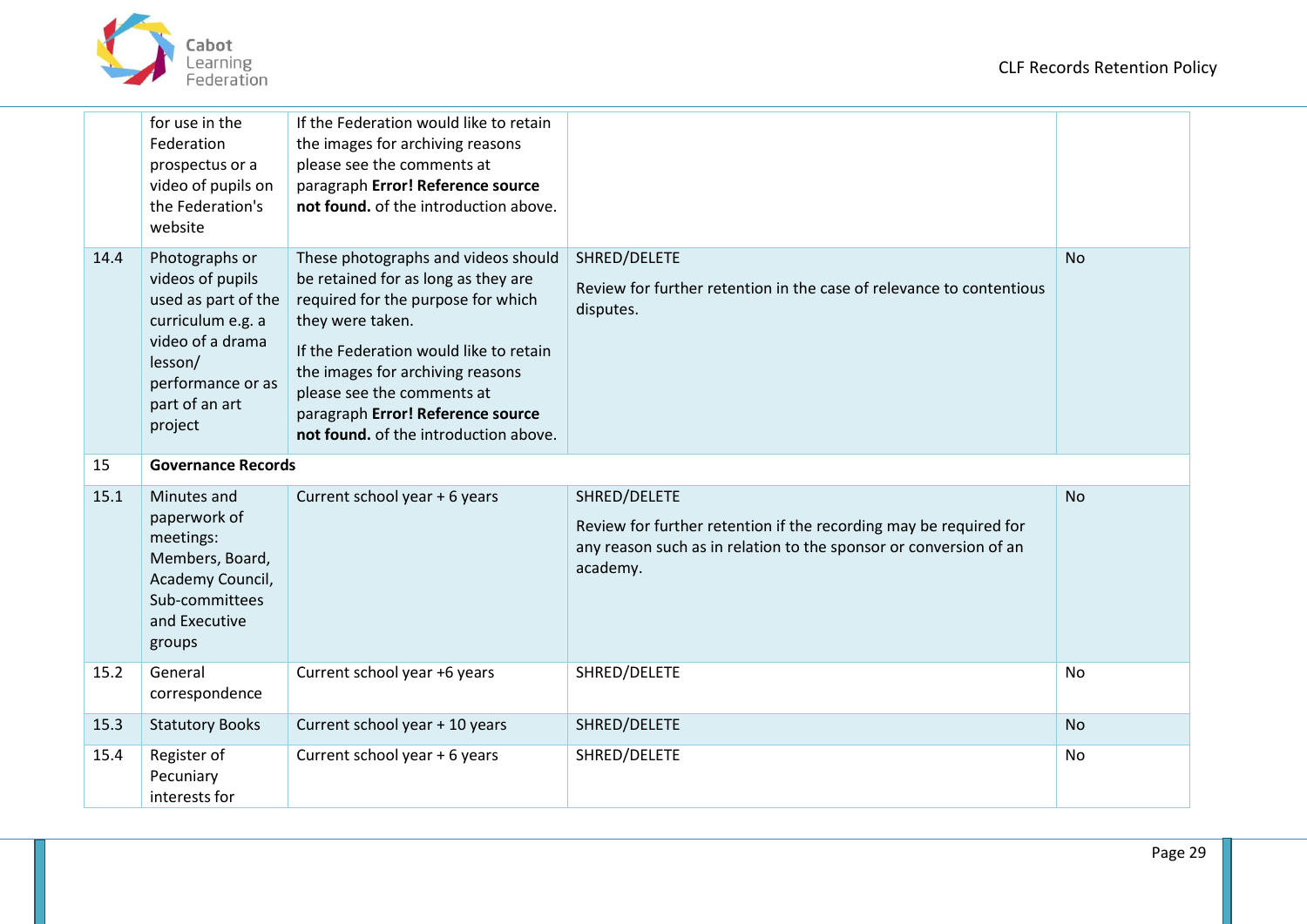| | | | | |
|---|---|---|---|---|
| | for use in the Federation prospectus or a video of pupils on the Federation's website | If the Federation would like to retain the images for archiving reasons please see the comments at paragraph **Error! Reference source not found.** of the introduction above. | | |
| 14.4 | Photographs or videos of pupils used as part of the curriculum e.g. a video of a drama lesson/ performance or as part of an art project | These photographs and videos should be retained for as long as they are required for the purpose for which they were taken.<br><br>If the Federation would like to retain the images for archiving reasons please see the comments at paragraph **Error! Reference source not found.** of the introduction above. | SHRED/DELETE<br><br>Review for further retention in the case of relevance to contentious disputes. | No |
| 15 | **Governance Records** | | | |
| 15.1 | Minutes and paperwork of meetings: Members, Board, Academy Council, Sub-committees and Executive groups | Current school year + 6 years | SHRED/DELETE<br><br>Review for further retention if the recording may be required for any reason such as in relation to the sponsor or conversion of an academy. | No |
| 15.2 | General correspondence | Current school year +6 years | SHRED/DELETE | No |
| 15.3 | Statutory Books | Current school year + 10 years | SHRED/DELETE | No |
| 15.4 | Register of Pecuniary interests for | Current school year + 6 years | SHRED/DELETE | No |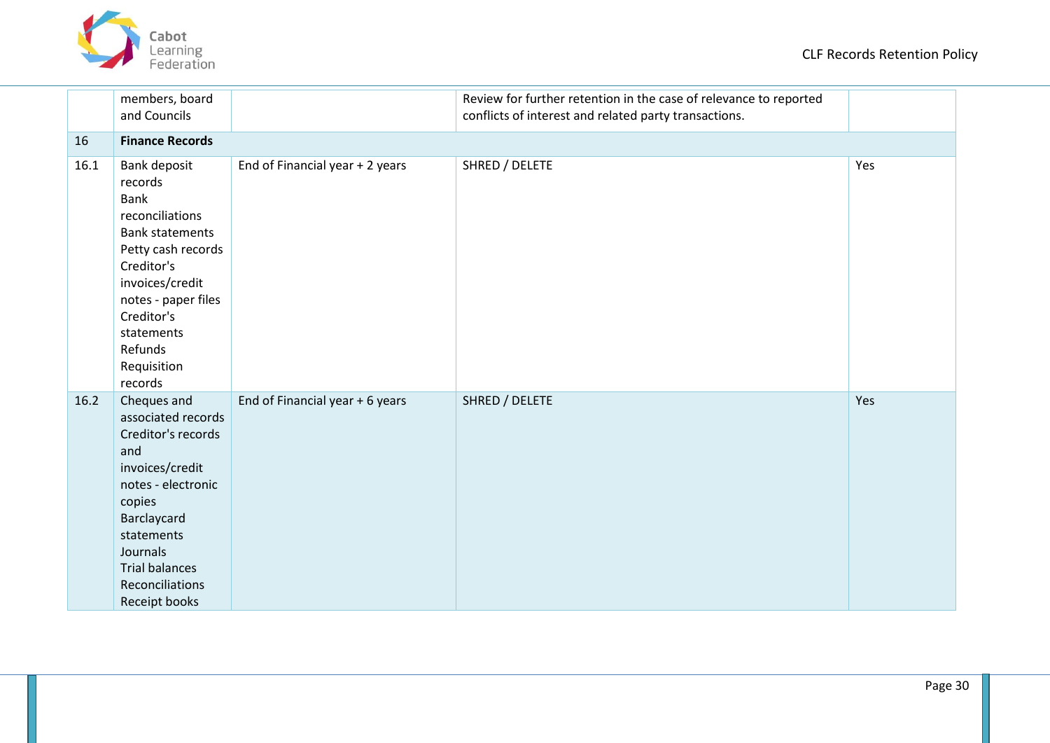| | | | | |
|---|---|---|---|---|
| | members, board and Councils | | Review for further retention in the case of relevance to reported conflicts of interest and related party transactions. | |
| 16 | **Finance Records** | | | |
| 16.1 | Bank deposit records<br>Bank reconciliations<br>Bank statements<br>Petty cash records<br>Creditor's invoices/credit notes - paper files<br>Creditor's statements<br>Refunds<br>Requisition records | End of Financial year + 2 years | SHRED / DELETE | Yes |
| 16.2 | Cheques and associated records<br>Creditor's records and invoices/credit notes - electronic copies<br>Barclaycard statements<br>Journals<br>Trial balances<br>Reconciliations<br>Receipt books | End of Financial year + 6 years | SHRED / DELETE | Yes |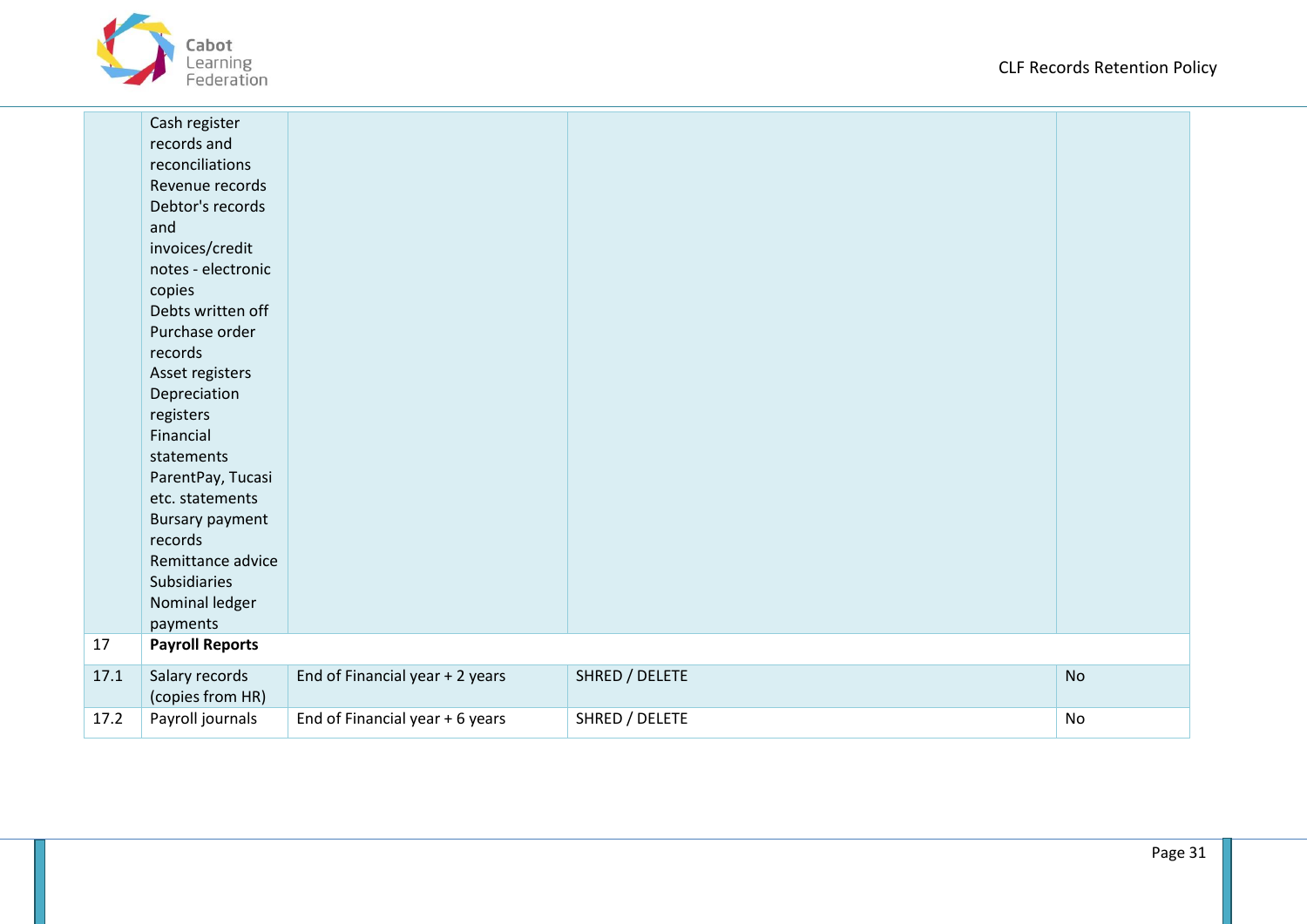| | | | | |
|---|---|---|---|---|
| | Cash register records and reconciliations<br>Revenue records<br>Debtor's records and invoices/credit notes - electronic copies<br>Debts written off<br>Purchase order records<br>Asset registers<br>Depreciation registers<br>Financial statements<br>ParentPay, Tucasi etc. statements<br>Bursary payment records<br>Remittance advice<br>Subsidiaries<br>Nominal ledger payments | | | |
| 17 | **Payroll Reports** | | | |
| 17.1 | Salary records (copies from HR) | End of Financial year + 2 years | SHRED / DELETE | No |
| 17.2 | Payroll journals | End of Financial year + 6 years | SHRED / DELETE | No |